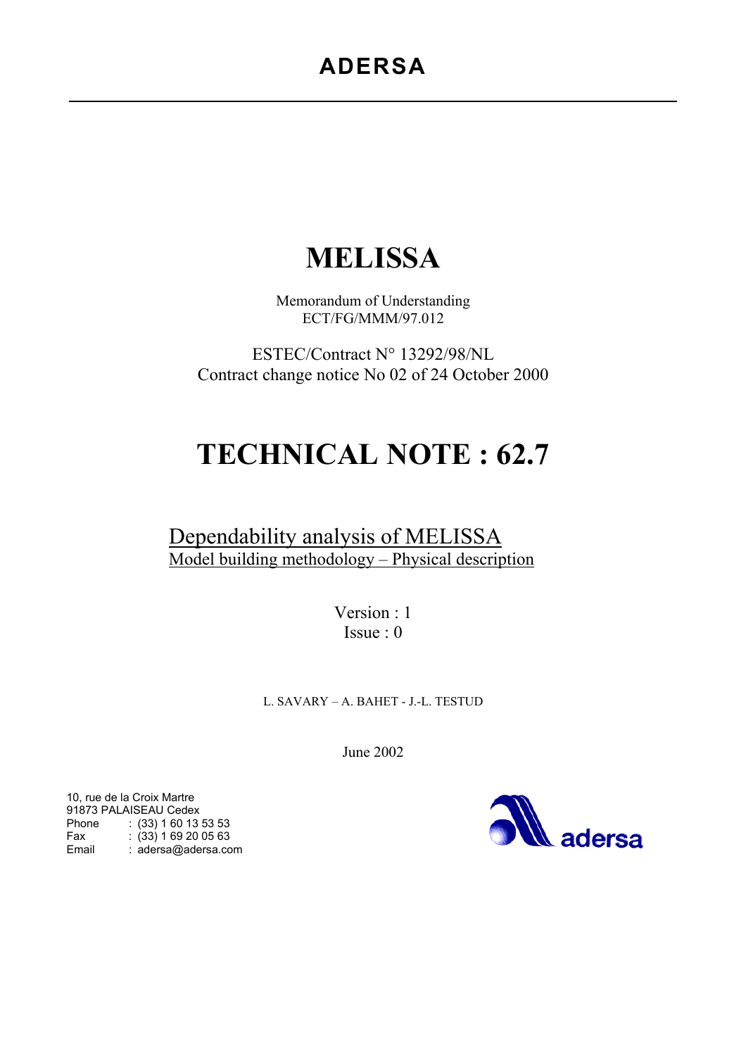**ADERSA**

# MELISSA

Memorandum of Understanding
ECT/FG/MMM/97.012

ESTEC/Contract N° 13292/98/NL
Contract change notice No 02 of 24 October 2000

# TECHNICAL NOTE : 62.7

## Dependability analysis of MELISSA

Model building methodology – Physical description

Version : 1
Issue : 0

L. SAVARY – A. BAHET - J.-L. TESTUD

June 2002

10, rue de la Croix Martre
91873 PALAISEAU Cedex
Phone : (33) 1 60 13 53 53
Fax : (33) 1 69 20 05 63
Email : adersa@adersa.com

aderssa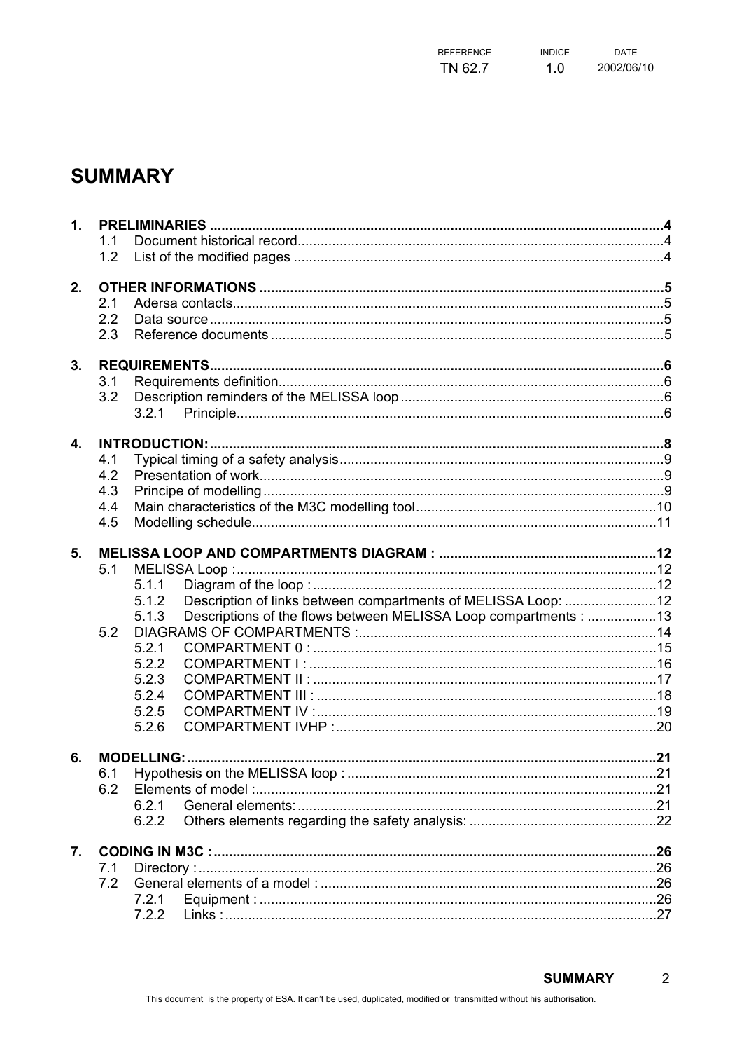# SUMMARY

1. PRELIMINARIES ....................................................................................................................4
   - 1.1 Document historical record...............................................................................................4
   - 1.2 List of the modified pages ................................................................................................4
2. OTHER INFORMATIONS .........................................................................................................5
   - 2.1 Adersa contacts................................................................................................................5
   - 2.2 Data source ......................................................................................................................5
   - 2.3 Reference documents ......................................................................................................5
3. REQUIREMENTS.....................................................................................................................6
   - 3.1 Requirements definition....................................................................................................6
   - 3.2 Description reminders of the MELISSA loop .....................................................................6
     - 3.2.1 Principle...............................................................................................................6
4. INTRODUCTION:.....................................................................................................................8
   - 4.1 Typical timing of a safety analysis....................................................................................9
   - 4.2 Presentation of work.........................................................................................................9
   - 4.3 Principe of modelling ........................................................................................................9
   - 4.4 Main characteristics of the M3C modelling tool...............................................................10
   - 4.5 Modelling schedule.........................................................................................................11
5. MELISSA LOOP AND COMPARTMENTS DIAGRAM : .........................................................12
   - 5.1 MELISSA Loop : .............................................................................................................12
     - 5.1.1 Diagram of the loop : ..........................................................................................12
     - 5.1.2 Description of links between compartments of MELISSA Loop: ........................12
     - 5.1.3 Descriptions of the flows between MELISSA Loop compartments : ..................13
   - 5.2 DIAGRAMS OF COMPARTMENTS :..............................................................................14
     - 5.2.1 COMPARTMENT 0 : ..........................................................................................15
     - 5.2.2 COMPARTMENT I : ...........................................................................................16
     - 5.2.3 COMPARTMENT II : ..........................................................................................17
     - 5.2.4 COMPARTMENT III : .........................................................................................18
     - 5.2.5 COMPARTMENT IV : .........................................................................................19
     - 5.2.6 COMPARTMENT IVHP : ....................................................................................20
6. MODELLING: .........................................................................................................................21
   - 6.1 Hypothesis on the MELISSA loop : ................................................................................21
   - 6.2 Elements of model :........................................................................................................21
     - 6.2.1 General elements: .............................................................................................21
     - 6.2.2 Others elements regarding the safety analysis: .................................................22
7. CODING IN M3C : ..................................................................................................................26
   - 7.1 Directory : .......................................................................................................................26
   - 7.2 General elements of a model : .......................................................................................26
     - 7.2.1 Equipment : .......................................................................................................26
     - 7.2.2 Links : ................................................................................................................27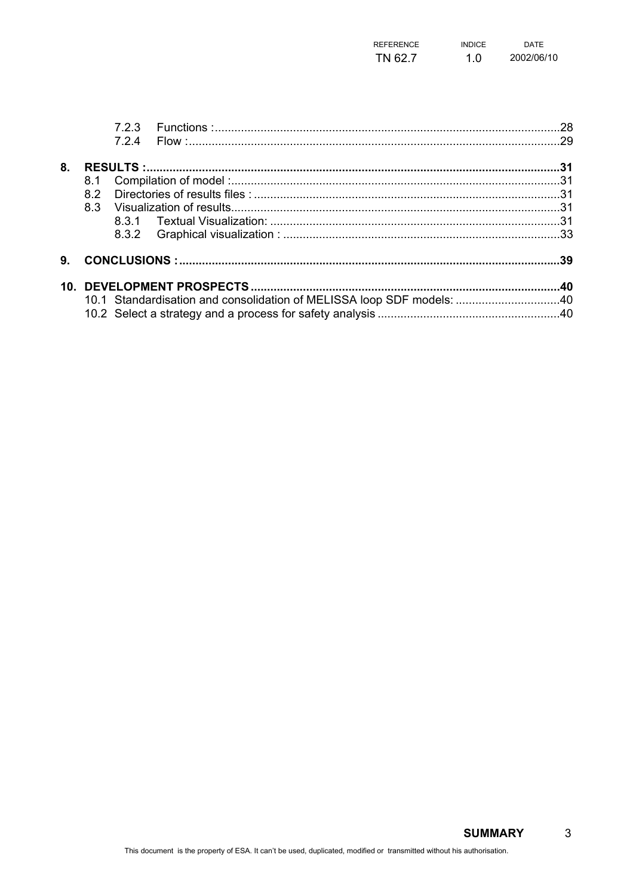7.2.3 Functions : ............................................................................................................28
7.2.4 Flow : ......................................................................................................................29

**8. RESULTS : ..................................................................................................................31**

8.1 Compilation of model : ..............................................................................................31
8.2 Directories of results files : .......................................................................................31
8.3 Visualization of results.................................................................................................31
8.3.1 Textual Visualization: ..............................................................................................31
8.3.2 Graphical visualization : ..........................................................................................33

**9. CONCLUSIONS : ..........................................................................................................39**

**10. DEVELOPMENT PROSPECTS ......................................................................................40**

10.1 Standardisation and consolidation of MELISSA loop SDF models: ................................40
10.2 Select a strategy and a process for safety analysis .........................................................40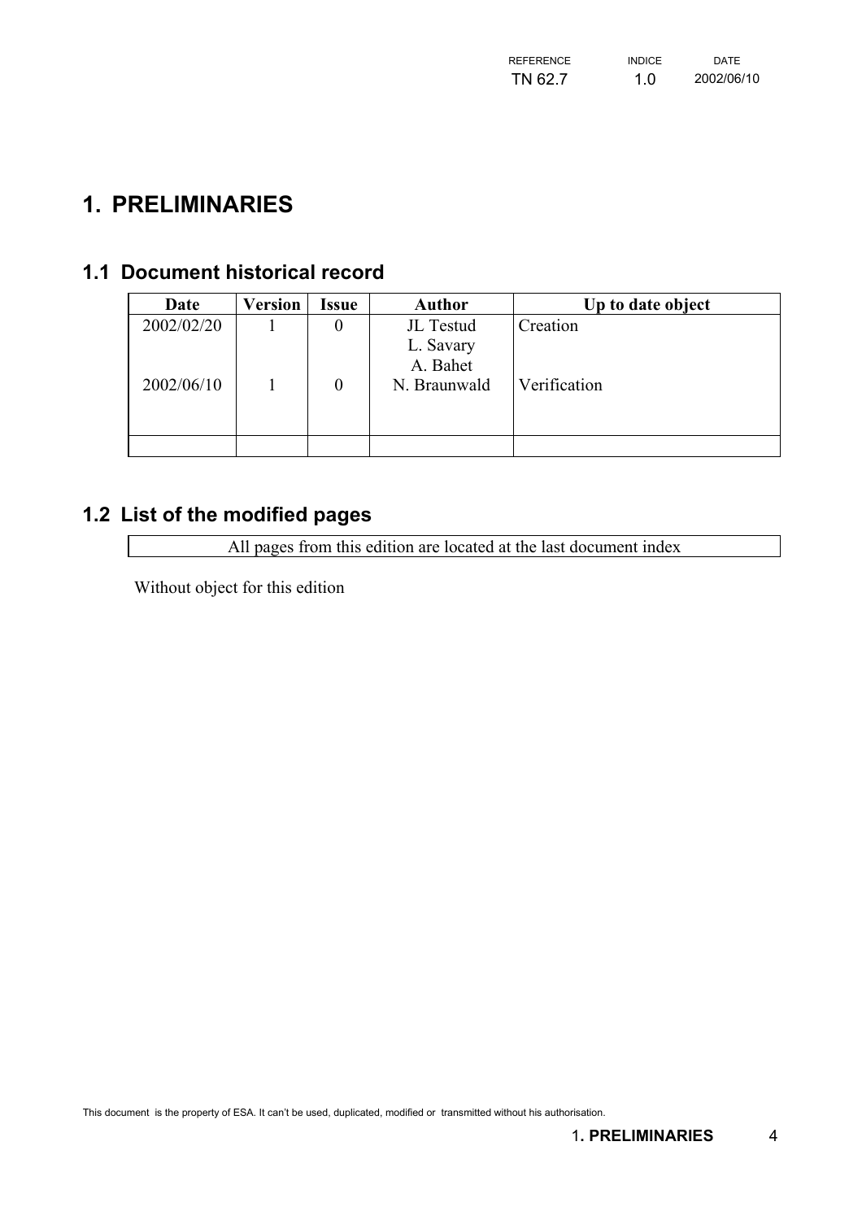# 1. PRELIMINARIES

## 1.1 Document historical record

| Date | Version | Issue | Author | Up to date object |
|---|---|---|---|---|
| 2002/02/20 | 1 | 0 | JL Testud<br>L. Savary<br>A. Bahet | Creation |
| 2002/06/10 | 1 | 0 | N. Braunwald | Verification |
| | | | | |

## 1.2 List of the modified pages

| All pages from this edition are located at the last document index |
|---|

Without object for this edition

This document is the property of ESA. It can't be used, duplicated, modified or transmitted without his authorisation.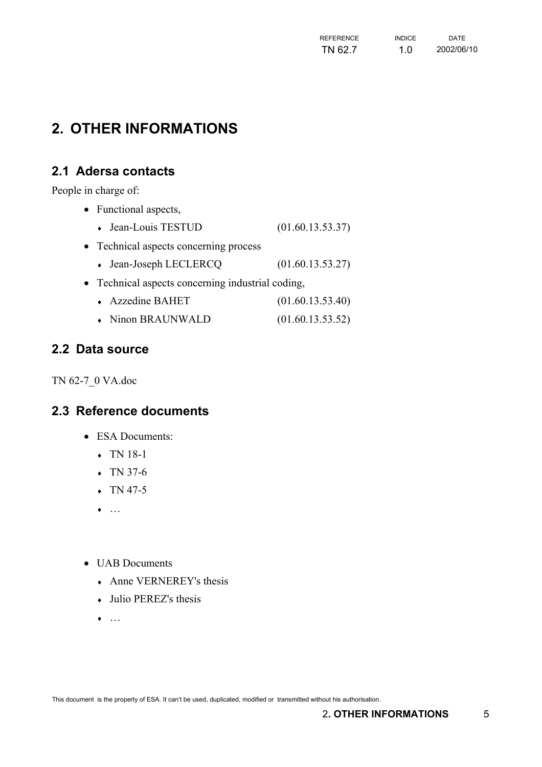# 2. OTHER INFORMATIONS

## 2.1 Adersa contacts

People in charge of:

- Functional aspects,
  - Jean-Louis TESTUD (01.60.13.53.37)
- Technical aspects concerning process
  - Jean-Joseph LECLERCQ (01.60.13.53.27)
- Technical aspects concerning industrial coding,
  - Azzedine BAHET (01.60.13.53.40)
  - Ninon BRAUNWALD (01.60.13.53.52)

## 2.2 Data source

TN 62-7_0 VA.doc

## 2.3 Reference documents

- ESA Documents:
  - TN 18-1
  - TN 37-6
  - TN 47-5
  - …
- UAB Documents
  - Anne VERNEREY's thesis
  - Julio PEREZ's thesis
  - …

This document is the property of ESA. It can't be used, duplicated, modified or transmitted without his authorisation.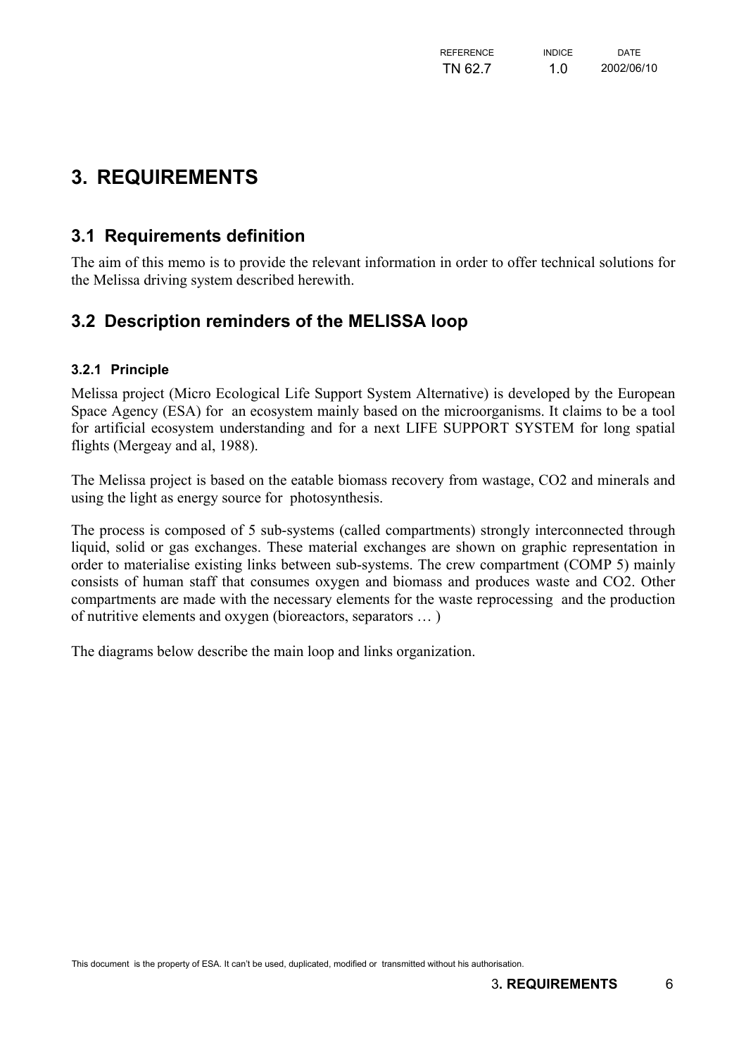# 3. REQUIREMENTS

## 3.1 Requirements definition

The aim of this memo is to provide the relevant information in order to offer technical solutions for the Melissa driving system described herewith.

## 3.2 Description reminders of the MELISSA loop

### 3.2.1 Principle

Melissa project (Micro Ecological Life Support System Alternative) is developed by the European Space Agency (ESA) for an ecosystem mainly based on the microorganisms. It claims to be a tool for artificial ecosystem understanding and for a next LIFE SUPPORT SYSTEM for long spatial flights (Mergeay and al, 1988).

The Melissa project is based on the eatable biomass recovery from wastage, CO2 and minerals and using the light as energy source for photosynthesis.

The process is composed of 5 sub-systems (called compartments) strongly interconnected through liquid, solid or gas exchanges. These material exchanges are shown on graphic representation in order to materialise existing links between sub-systems. The crew compartment (COMP 5) mainly consists of human staff that consumes oxygen and biomass and produces waste and CO2. Other compartments are made with the necessary elements for the waste reprocessing and the production of nutritive elements and oxygen (bioreactors, separators … )

The diagrams below describe the main loop and links organization.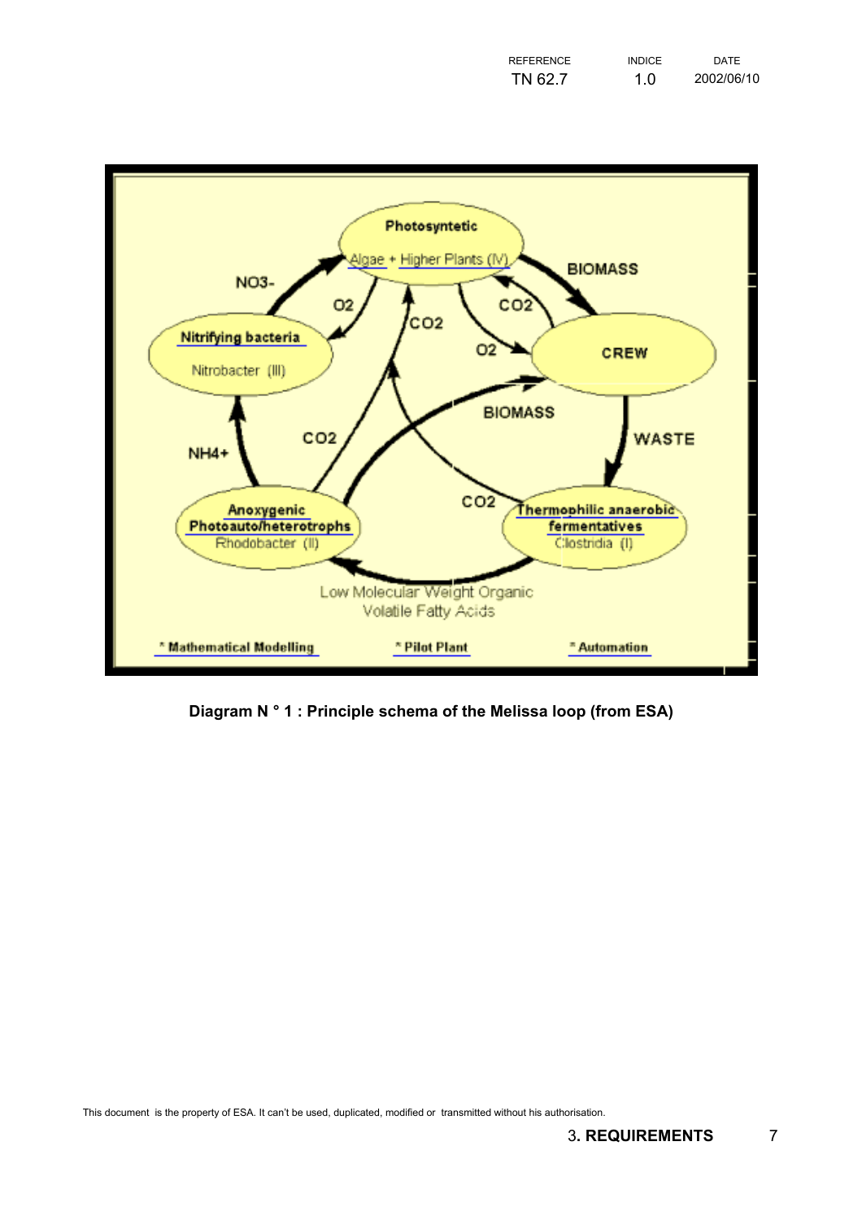**Diagram N ° 1 : Principle schema of the Melissa loop (from ESA)**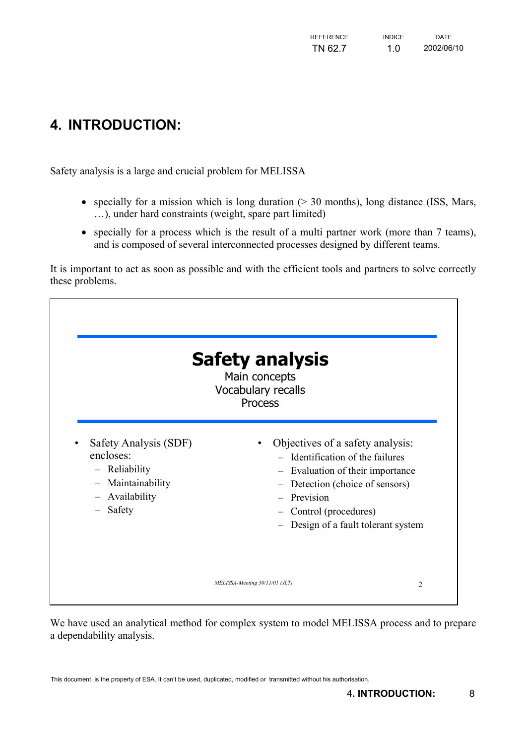# 4. INTRODUCTION:

Safety analysis is a large and crucial problem for MELISSA

- specially for a mission which is long duration (> 30 months), long distance (ISS, Mars, …), under hard constraints (weight, spare part limited)
- specially for a process which is the result of a multi partner work (more than 7 teams), and is composed of several interconnected processes designed by different teams.

It is important to act as soon as possible and with the efficient tools and partners to solve correctly these problems.

**Safety analysis**

Main concepts
Vocabulary recalls
Process

- Safety Analysis (SDF) encloses:
  - Reliability
  - Maintainability
  - Availability
  - Safety
- Objectives of a safety analysis:
  - Identification of the failures
  - Evaluation of their importance
  - Detection (choice of sensors)
  - Prevision
  - Control (procedures)
  - Design of a fault tolerant system

*MELISSA-Meeting 30/11/01 (JLT)* 2

We have used an analytical method for complex system to model MELISSA process and to prepare a dependability analysis.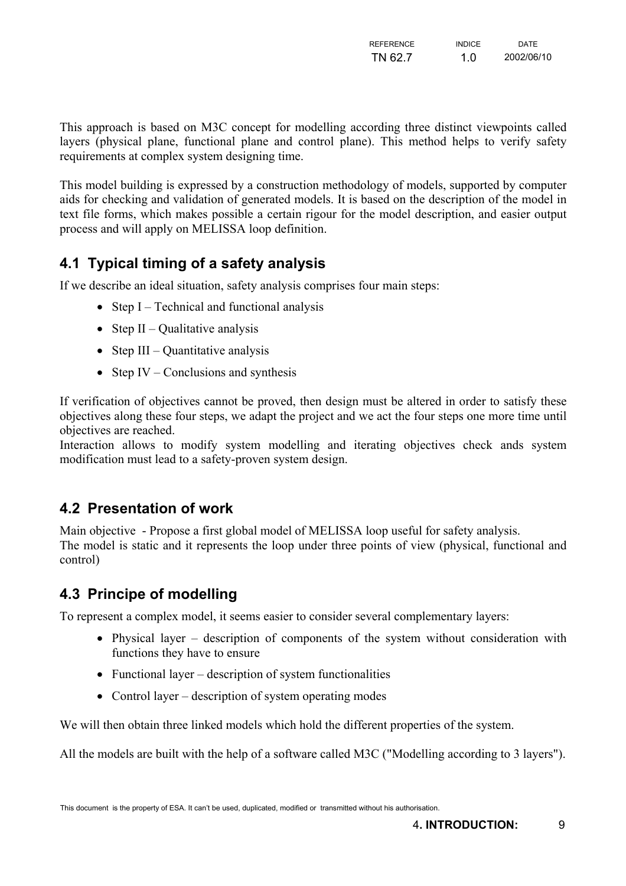This approach is based on M3C concept for modelling according three distinct viewpoints called layers (physical plane, functional plane and control plane). This method helps to verify safety requirements at complex system designing time.

This model building is expressed by a construction methodology of models, supported by computer aids for checking and validation of generated models. It is based on the description of the model in text file forms, which makes possible a certain rigour for the model description, and easier output process and will apply on MELISSA loop definition.

## 4.1 Typical timing of a safety analysis

If we describe an ideal situation, safety analysis comprises four main steps:

- Step I – Technical and functional analysis
- Step II – Qualitative analysis
- Step III – Quantitative analysis
- Step IV – Conclusions and synthesis

If verification of objectives cannot be proved, then design must be altered in order to satisfy these objectives along these four steps, we adapt the project and we act the four steps one more time until objectives are reached.
Interaction allows to modify system modelling and iterating objectives check ands system modification must lead to a safety-proven system design.

## 4.2 Presentation of work

Main objective - Propose a first global model of MELISSA loop useful for safety analysis.
The model is static and it represents the loop under three points of view (physical, functional and control)

## 4.3 Principe of modelling

To represent a complex model, it seems easier to consider several complementary layers:

- Physical layer – description of components of the system without consideration with functions they have to ensure
- Functional layer – description of system functionalities
- Control layer – description of system operating modes

We will then obtain three linked models which hold the different properties of the system.

All the models are built with the help of a software called M3C ("Modelling according to 3 layers").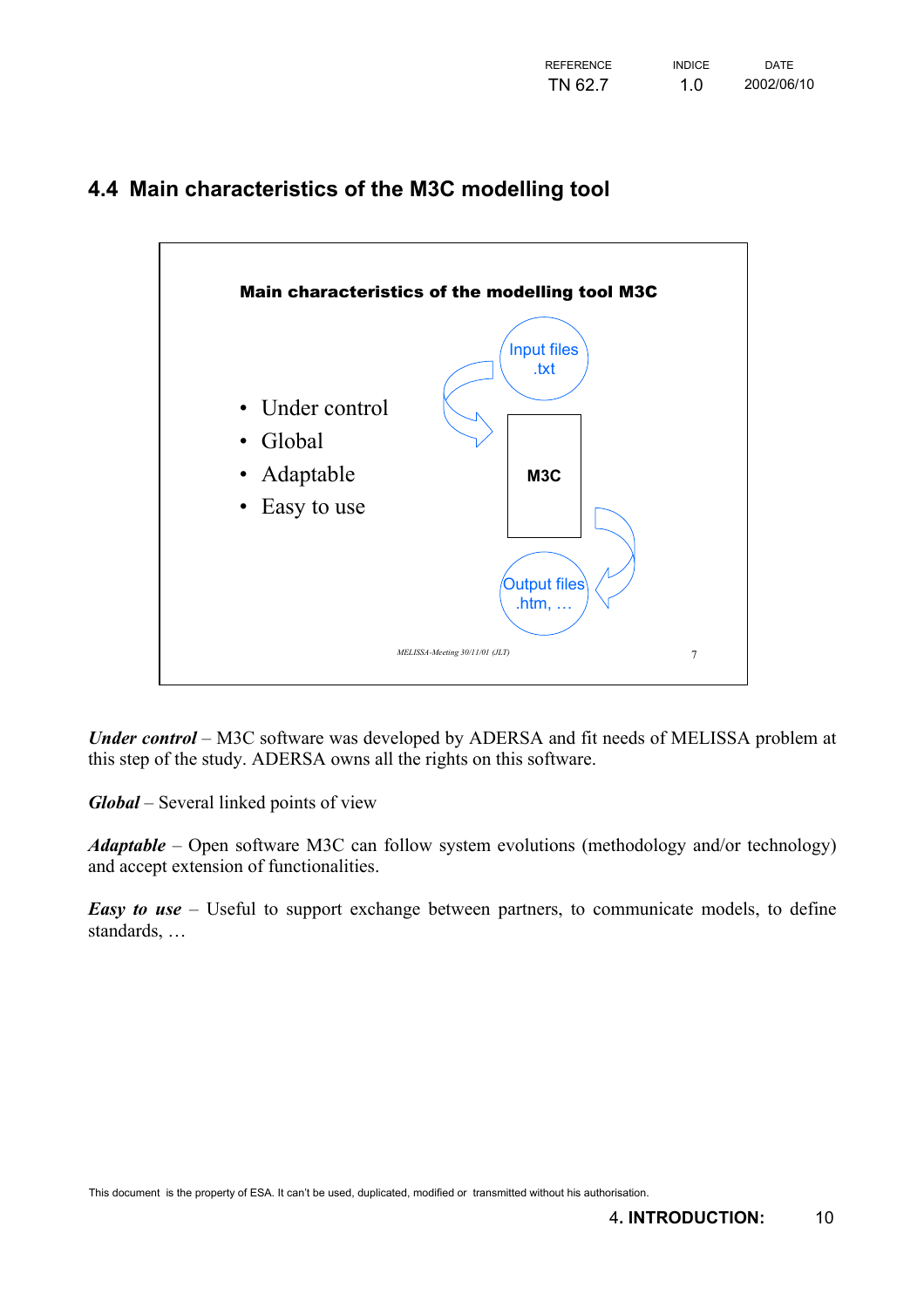## 4.4 Main characteristics of the M3C modelling tool

**Main characteristics of the modelling tool M3C**

- Under control
- Global
- Adaptable
- Easy to use

Input files .txt → M3C → Output files .htm, …

*MELISSA-Meeting 30/11/01 (JLT)* 7

***Under control*** – M3C software was developed by ADERSA and fit needs of MELISSA problem at this step of the study. ADERSA owns all the rights on this software.

***Global*** – Several linked points of view

***Adaptable*** – Open software M3C can follow system evolutions (methodology and/or technology) and accept extension of functionalities.

***Easy to use*** – Useful to support exchange between partners, to communicate models, to define standards, …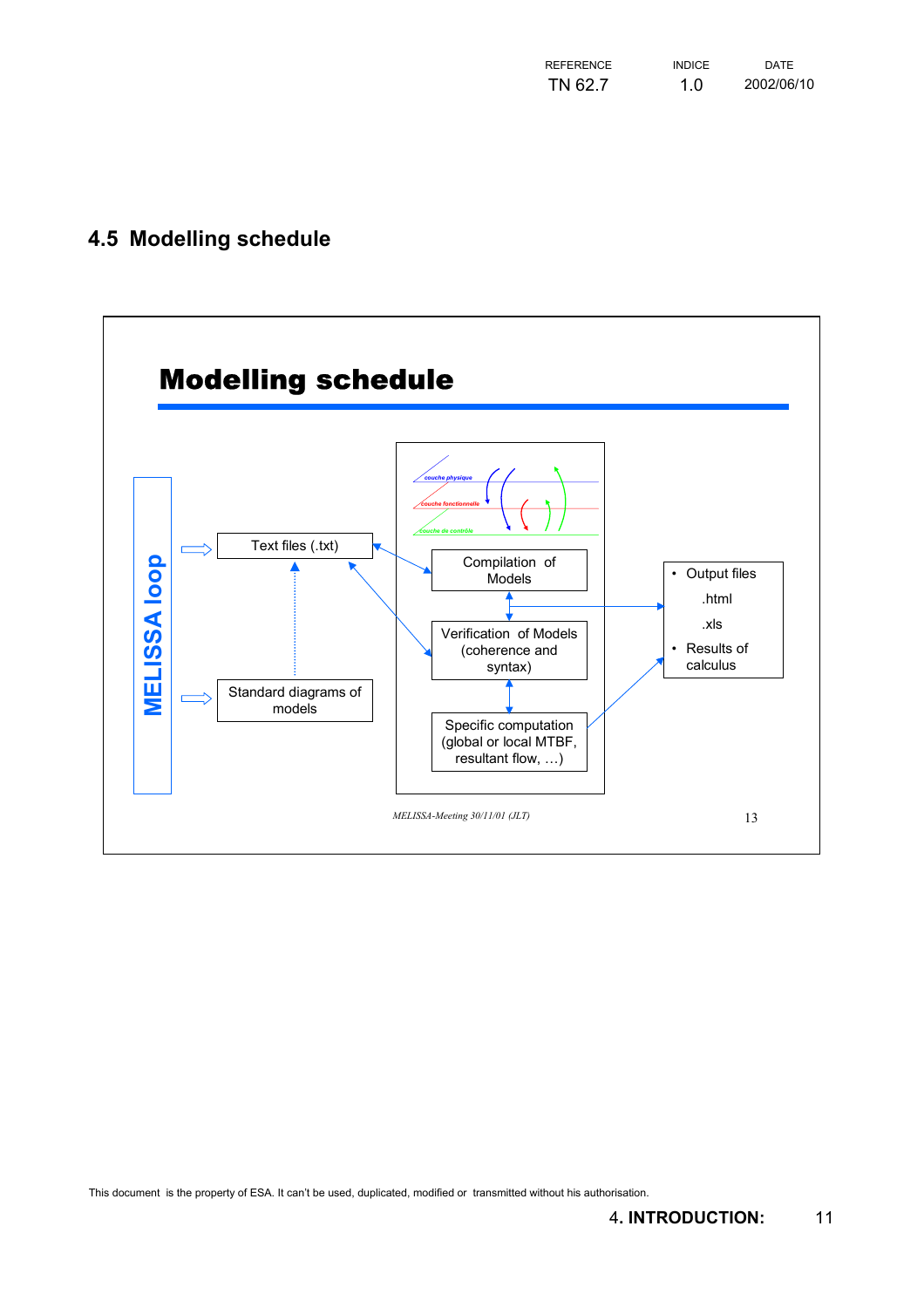## 4.5 Modelling schedule

# Modelling schedule

MELISSA loop

Text files (.txt)

Standard diagrams of models

couche physique

couche fonctionnelle

couche de contrôle

Compilation of Models

Verification of Models (coherence and syntax)

Specific computation (global or local MTBF, resultant flow, …)

- Output files
  - .html
  - .xls
- Results of calculus

*MELISSA-Meeting 30/11/01 (JLT)*

13

This document is the property of ESA. It can't be used, duplicated, modified or transmitted without his authorisation.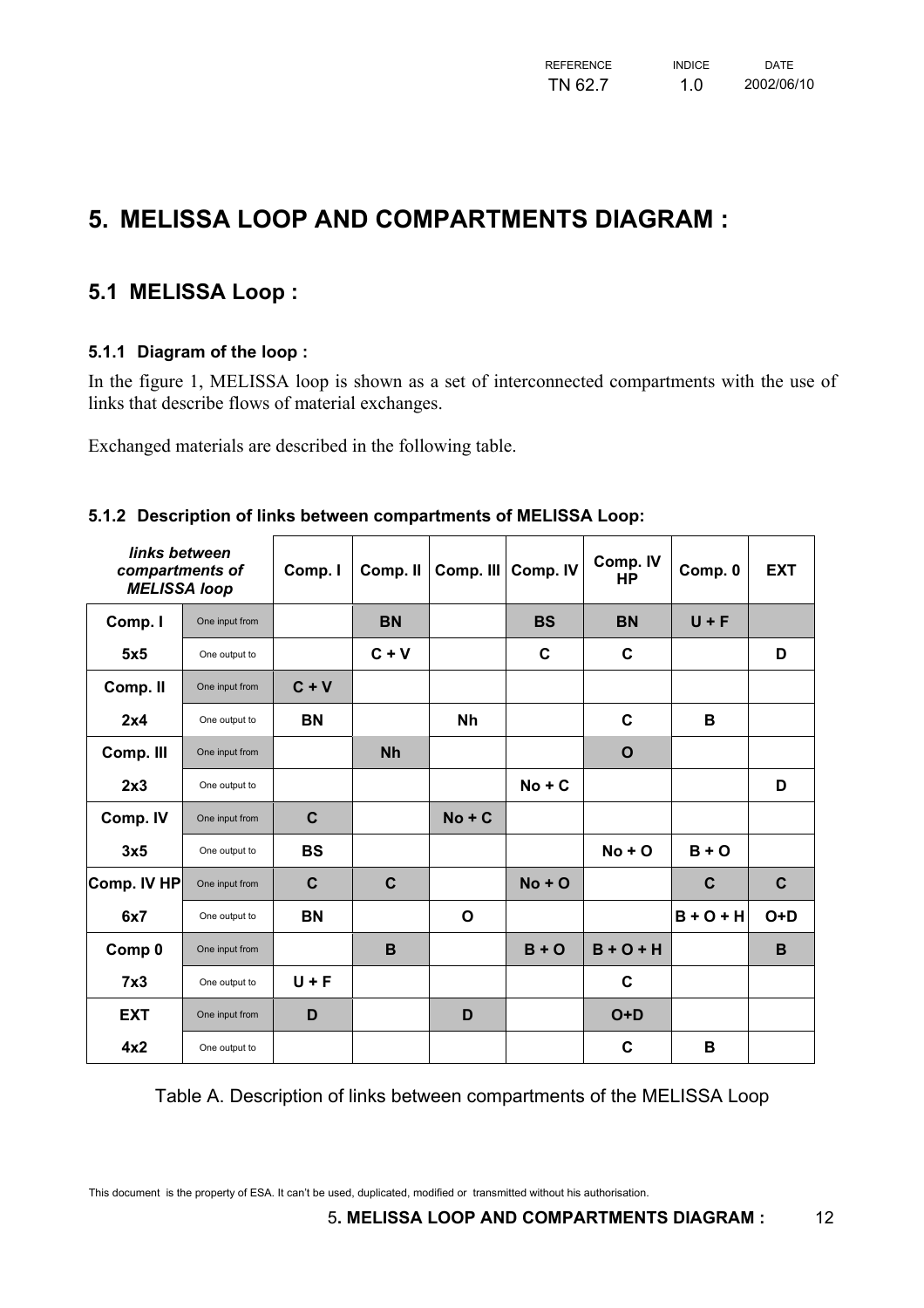# 5. MELISSA LOOP AND COMPARTMENTS DIAGRAM :

## 5.1 MELISSA Loop :

### 5.1.1 Diagram of the loop :

In the figure 1, MELISSA loop is shown as a set of interconnected compartments with the use of links that describe flows of material exchanges.

Exchanged materials are described in the following table.

### 5.1.2 Description of links between compartments of MELISSA Loop:

| *links between compartments of MELISSA loop* | | Comp. I | Comp. II | Comp. III | Comp. IV | Comp. IV HP | Comp. 0 | EXT |
|---|---|---|---|---|---|---|---|---|
| **Comp. I** | One input from | | **BN** | | **BS** | **BN** | **U + F** | |
| **5x5** | One output to | | **C + V** | | **C** | **C** | | **D** |
| **Comp. II** | One input from | **C + V** | | | | | | |
| **2x4** | One output to | **BN** | | **Nh** | | **C** | **B** | |
| **Comp. III** | One input from | | **Nh** | | | **O** | | |
| **2x3** | One output to | | | | **No + C** | | | **D** |
| **Comp. IV** | One input from | **C** | | **No + C** | | | | |
| **3x5** | One output to | **BS** | | | | **No + O** | **B + O** | |
| **Comp. IV HP** | One input from | **C** | **C** | | **No + O** | | **C** | **C** |
| **6x7** | One output to | **BN** | | **O** | | | **B + O + H** | **O+D** |
| **Comp 0** | One input from | | **B** | | **B + O** | **B + O + H** | | **B** |
| **7x3** | One output to | **U + F** | | | | **C** | | |
| **EXT** | One input from | **D** | | **D** | | **O+D** | | |
| **4x2** | One output to | | | | | **C** | **B** | |

Table A. Description of links between compartments of the MELISSA Loop

This document is the property of ESA. It can't be used, duplicated, modified or transmitted without his authorisation.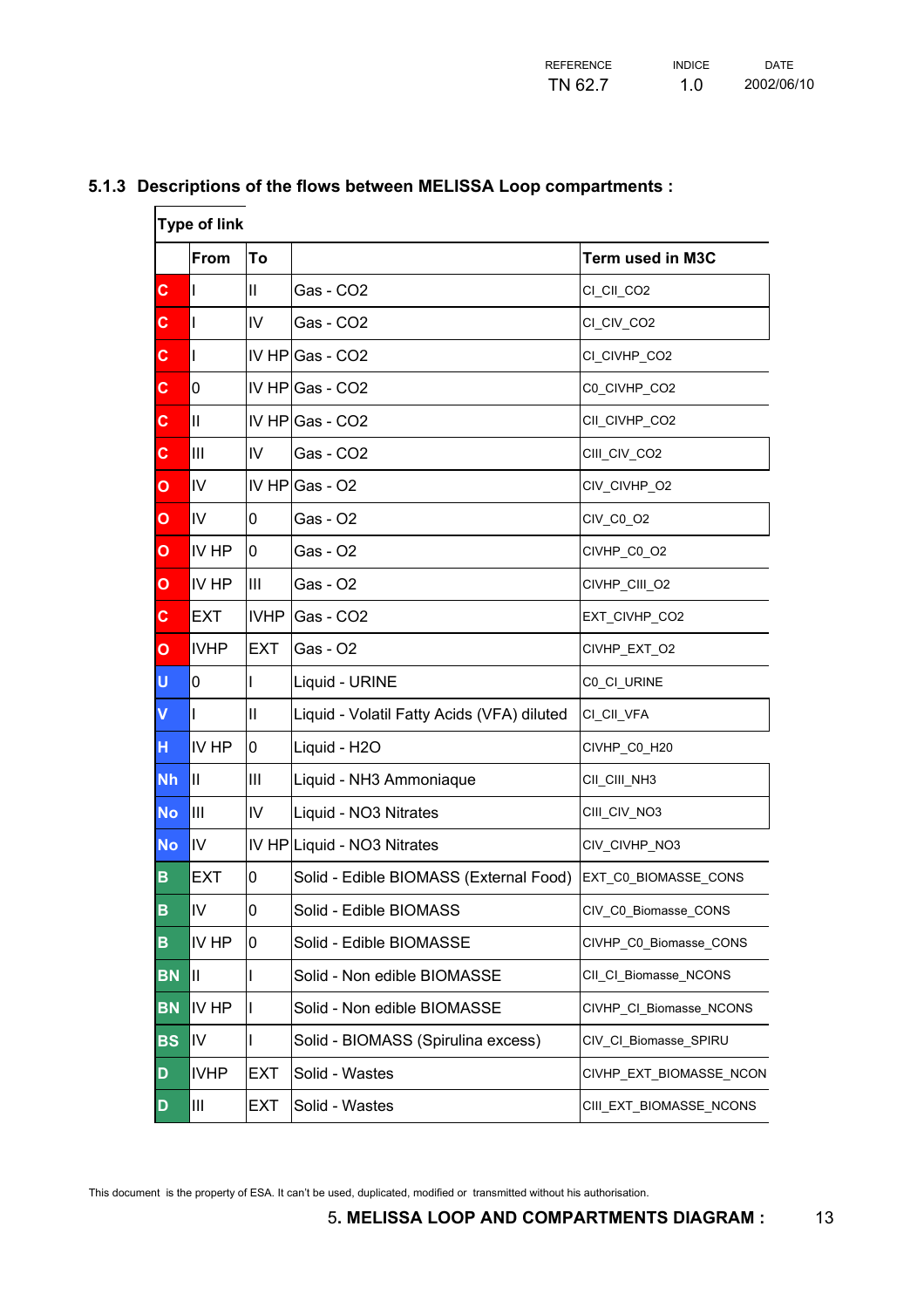### 5.1.3 Descriptions of the flows between MELISSA Loop compartments :

| Type of link | | | | |
|---|---|---|---|---|
| | From | To | | Term used in M3C |
| C | I | II | Gas - CO2 | CI_CII_CO2 |
| C | I | IV | Gas - CO2 | CI_CIV_CO2 |
| C | I | IV HP | Gas - CO2 | CI_CIVHP_CO2 |
| C | 0 | IV HP | Gas - CO2 | C0_CIVHP_CO2 |
| C | II | IV HP | Gas - CO2 | CII_CIVHP_CO2 |
| C | III | IV | Gas - CO2 | CIII_CIV_CO2 |
| O | IV | IV HP | Gas - O2 | CIV_CIVHP_O2 |
| O | IV | 0 | Gas - O2 | CIV_C0_O2 |
| O | IV HP | 0 | Gas - O2 | CIVHP_C0_O2 |
| O | IV HP | III | Gas - O2 | CIVHP_CIII_O2 |
| C | EXT | IVHP | Gas - CO2 | EXT_CIVHP_CO2 |
| O | IVHP | EXT | Gas - O2 | CIVHP_EXT_O2 |
| U | 0 | I | Liquid - URINE | C0_CI_URINE |
| V | I | II | Liquid - Volatil Fatty Acids (VFA) diluted | CI_CII_VFA |
| H | IV HP | 0 | Liquid - H2O | CIVHP_C0_H20 |
| Nh | II | III | Liquid - NH3 Ammoniaque | CII_CIII_NH3 |
| No | III | IV | Liquid - NO3 Nitrates | CIII_CIV_NO3 |
| No | IV | IV HP | Liquid - NO3 Nitrates | CIV_CIVHP_NO3 |
| B | EXT | 0 | Solid - Edible BIOMASS (External Food) | EXT_C0_BIOMASSE_CONS |
| B | IV | 0 | Solid - Edible BIOMASS | CIV_C0_Biomasse_CONS |
| B | IV HP | 0 | Solid - Edible BIOMASSE | CIVHP_C0_Biomasse_CONS |
| BN | II | I | Solid - Non edible BIOMASSE | CII_CI_Biomasse_NCONS |
| BN | IV HP | I | Solid - Non edible BIOMASSE | CIVHP_CI_Biomasse_NCONS |
| BS | IV | I | Solid - BIOMASS (Spirulina excess) | CIV_CI_Biomasse_SPIRU |
| D | IVHP | EXT | Solid - Wastes | CIVHP_EXT_BIOMASSE_NCON |
| D | III | EXT | Solid - Wastes | CIII_EXT_BIOMASSE_NCONS |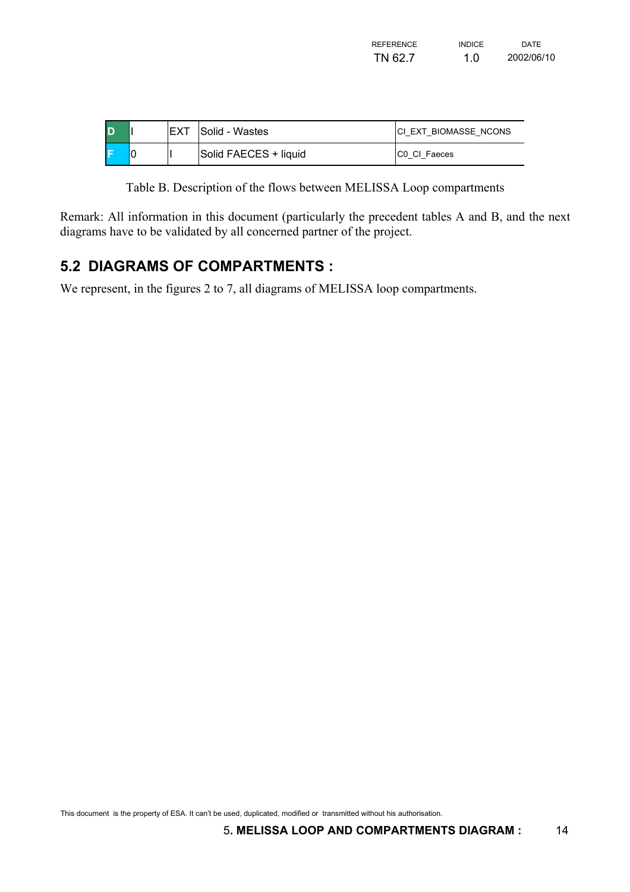| D | I | EXT | Solid - Wastes | CI_EXT_BIOMASSE_NCONS |
|---|---|---|---|---|
| F | 0 | I | Solid FAECES + liquid | C0_CI_Faeces |

Table B. Description of the flows between MELISSA Loop compartments

Remark: All information in this document (particularly the precedent tables A and B, and the next diagrams have to be validated by all concerned partner of the project.

## 5.2 DIAGRAMS OF COMPARTMENTS :

We represent, in the figures 2 to 7, all diagrams of MELISSA loop compartments.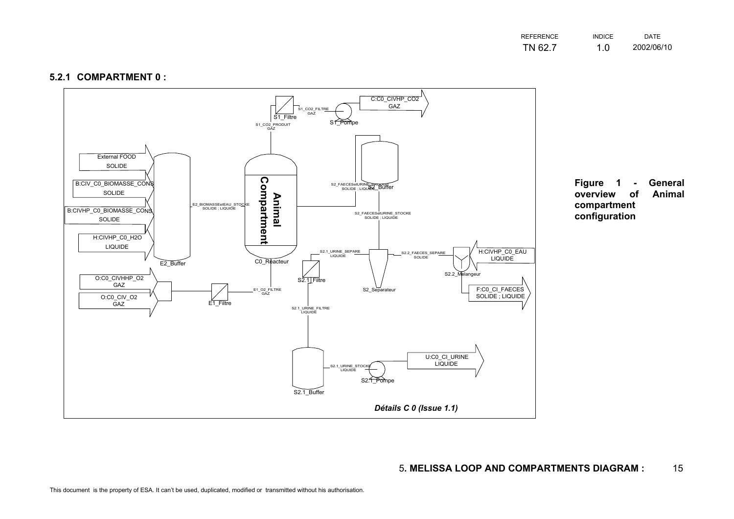### 5.2.1 COMPARTMENT 0 :

External FOOD
SOLIDE

B:CIV_C0_BIOMASSE_CONS
SOLIDE

B:CIVHP_C0_BIOMASSE_CONS
SOLIDE

H:CIVHP_C0_H2O
LIQUIDE

E2_Buffer

E2_BIOMASSEetEAU_STOCKE
SOLIDE ; LIQUIDE

O:C0_CIVHHP_O2
GAZ

O:C0_CIV_O2
GAZ

E1_Filtre

E1_O2_FILTRE
GAZ

Animal Compartment

C0_Réacteur

S1_CO2_PRODUIT
GAZ

S1_Filtre

S1_CO2_FILTRE
GAZ

S1_Pompe

C:C0_CIVHP_CO2
GAZ

S2_FAECESetURINE_PRODUIT
SOLIDE ; LIQUIDE

S2_Buffer

S2_FAECESetURINE_STOCKE
SOLIDE ; LIQUIDE

S2.1_URINE_SEPARE
LIQUIDE

S2.1_Filtre

S2_Separateur

S2.2_FAECES_SEPARE
SOLIDE

H:CIVHP_C0_EAU
LIQUIDE

S2.2_Melangeur

F:C0_CI_FAECES
SOLIDE ; LIQUIDE

S2.1_URINE_FILTRE
LIQUIDE

S2.1_Buffer

S2.1_URINE_STOCKE
LIQUIDE

S2.1_Pompe

U:C0_CI_URINE
LIQUIDE

*Détails C 0 (Issue 1.1)*

**Figure 1 - General overview of Animal compartment configuration**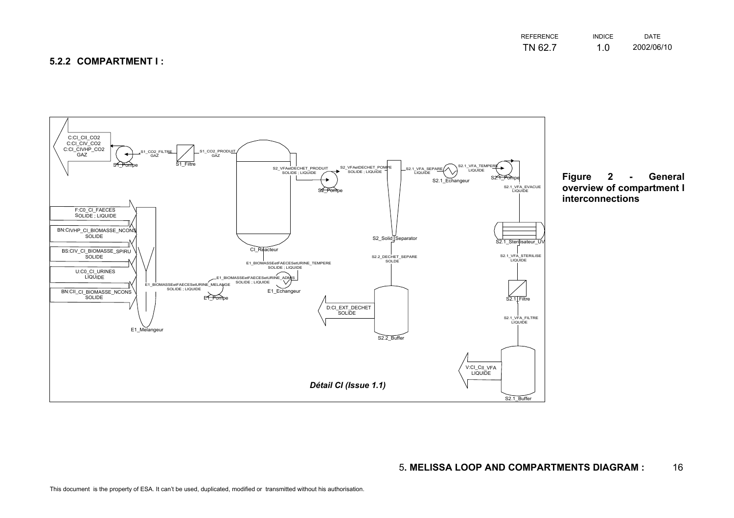### 5.2.2 COMPARTMENT I :

C:CI_CII_CO2
C:CI_CIV_CO2
C:CI_CIVHP_CO2
GAZ

S1_Pompe

S1_CO2_FILTRE
GAZ

S1_Filtre

S1_CO2_PRODUIT
GAZ

S2_VFAetDECHET_PRODUIT
SOLIDE ; LIQUIDE

S2_Pompe

S2_VFAetDECHET_POMPE
SOLIDE ; LIQUIDE

S2.1_VFA_SEPARE
LIQUIDE

S2.1_Echangeur

S2.1_VFA_TEMPERE
LIQUIDE

S2.1_Pompe

S2.1_VFA_EVACUE
LIQUIDE

F:C0_CI_FAECES
SOLIDE ; LIQUIDE

BN:CIVHP_CI_BIOMASSE_NCONS
SOLIDE

BS:CIV_CI_BIOMASSE_SPIRU
SOLIDE

U:C0_CI_URINES
LIQUIDE

BN:CII_CI_BIOMASSE_NCONS
SOLIDE

E1_Melangeur

E1_BIOMASSEetFAECESetURINE_MELANGE
SOLIDE ; LIQUIDE

E1_Pompe

E1_BIOMASSEetFAECESetURINE_ADMIS
SOLIDE ; LIQUIDE

E1_Echangeur

E1_BIOMASSEetFAECESetURINE_TEMPERE
SOLIDE ; LIQUIDE

CI_Reacteur

S2_Solid_Separator

S2.2_DECHET_SEPARE
SOLDE

S2.2_Buffer

D:CI_EXT_DECHET
SOLIDE

S2.1_Sterilisateur_UV

S2.1_VFA_STERILISE
LIQUIDE

S2.1_Filtre

S2.1_VFA_FILTRE
LIQUIDE

S2.1_Buffer

V:CI_CII_VFA
LIQUIDE

*Détail CI (Issue 1.1)*

**Figure 2 - General overview of compartment I interconnections**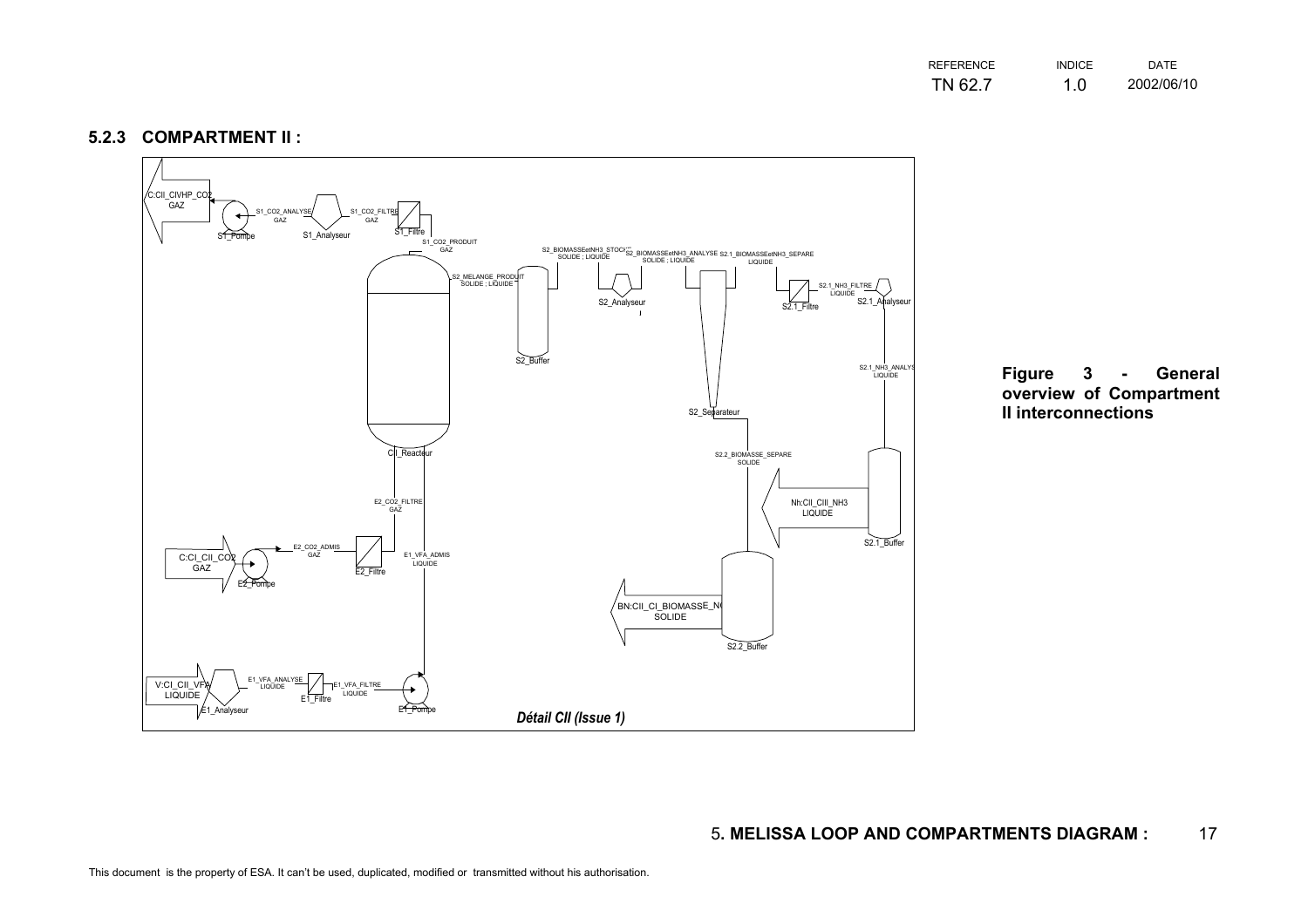### 5.2.3 COMPARTMENT II :

C:CII_CIVHP_CO2
GAZ

S1_CO2_ANALYSE
GAZ

S1_CO2_FILTRE
GAZ

S1_Pompe

S1_Analyseur

S1_Filtre

S1_CO2_PRODUIT
GAZ

S2_BIOMASSEetNH3_STOCK
SOLIDE ; LIQUIDE

S2_BIOMASSEetNH3_ANALYSE
SOLIDE ; LIQUIDE

S2.1_BIOMASSEetNH3_SEPARE
LIQUIDE

S2_MELANGE_PRODUIT
SOLIDE ; LIQUIDE

S2.1_NH3_FILTRE
LIQUIDE

S2_Analyseur

S2.1_Filtre

S2.1_Analyseur

S2_Buffer

S2.1_NH3_ANALYS
LIQUIDE

S2_Separateur

CII_Reacteur

S2.2_BIOMASSE_SEPARE
SOLIDE

E2_CO2_FILTRE
GAZ

Nh:CII_CIII_NH3
LIQUIDE

S2.1_Buffer

E2_CO2_ADMIS
GAZ

C:CI_CII_CO2
GAZ

E1_VFA_ADMIS
LIQUIDE

E2_Pompe

E2_Filtre

BN:CII_CI_BIOMASSE_N
SOLIDE

S2.2_Buffer

V:CI_CII_VFA
LIQUIDE

E1_VFA_ANALYSE
LIQUIDE

E1_VFA_FILTRE
LIQUIDE

E1_Analyseur

E1_Filtre

E1_Pompe

*Détail CII (Issue 1)*

**Figure 3 - General overview of Compartment II interconnections**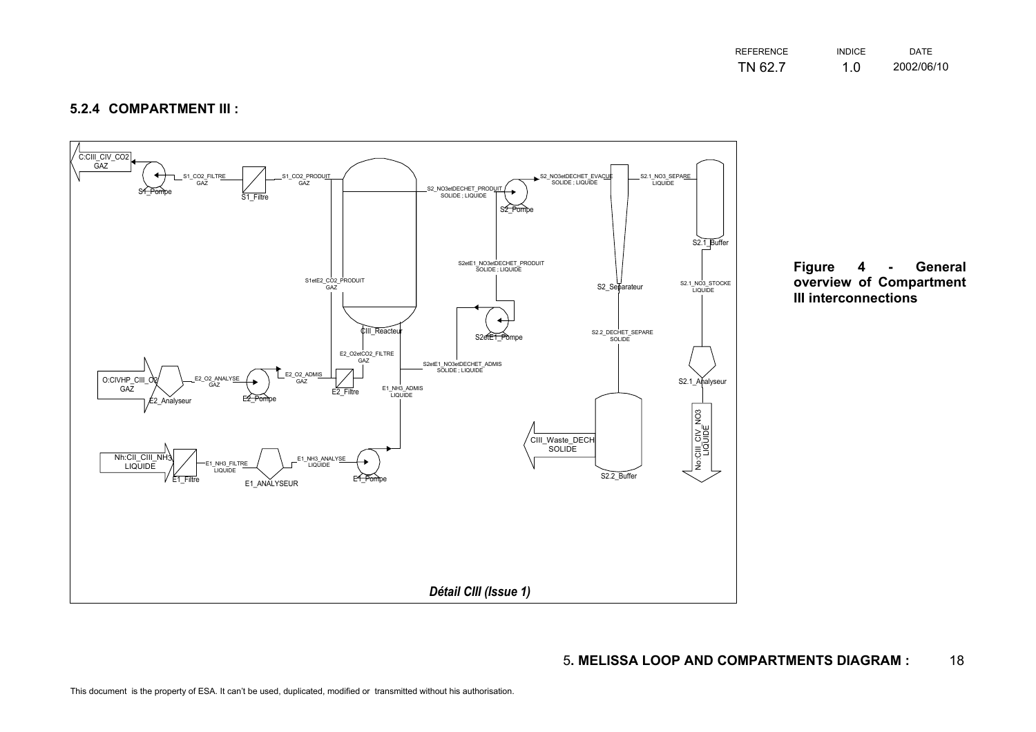### 5.2.4 COMPARTMENT III :

*Détail CIII (Issue 1)*

**Figure 4 - General overview of Compartment III interconnections**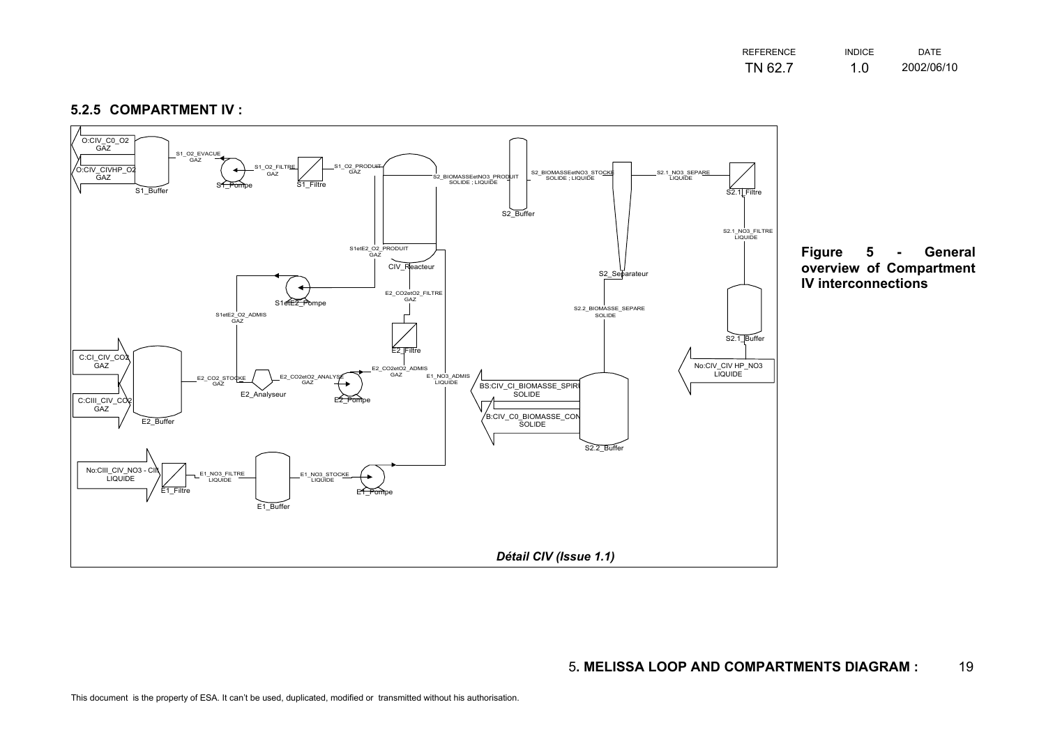### 5.2.5 COMPARTMENT IV :

O:CIV_C0_O2
GAZ

O:CIV_CIVHP_O2
GAZ

S1_Buffer

S1_O2_EVACUE
GAZ

S1_Pompe

S1_O2_FILTRE
GAZ

S1_Filtre

S1_O2_PRODUIT
GAZ

CIV_Reacteur

S2_BIOMASSEetNO3_PRODUIT
SOLIDE ; LIQUIDE

S2_Buffer

S2_BIOMASSEetNO3_STOCKE
SOLIDE ; LIQUIDE

S2_Separateur

S2.1_NO3_SEPARE
LIQUIDE

S2.1_Filtre

S2.1_NO3_FILTRE
LIQUIDE

S2.1_Buffer

No:CIV_CIV HP_NO3
LIQUIDE

S1etE2_O2_PRODUIT
GAZ

S1etE2_Pompe

S1etE2_O2_ADMIS
GAZ

E2_CO2etO2_FILTRE
GAZ

E2_Filtre

S2.2_BIOMASSE_SEPARE
SOLIDE

C:CI_CIV_CO2
GAZ

C:CIII_CIV_CO2
GAZ

E2_Buffer

E2_CO2_STOCKE
GAZ

E2_Analyseur

E2_CO2etO2_ANALYSE
GAZ

E2_Pompe

E2_CO2etO2_ADMIS
GAZ

E1_NO3_ADMIS
LIQUIDE

BS:CIV_CI_BIOMASSE_SPIRU
SOLIDE

B:CIV_C0_BIOMASSE_CON
SOLIDE

S2.2_Buffer

No:CIII_CIV_NO3 - CII
LIQUIDE

E1_Filtre

E1_NO3_FILTRE
LIQUIDE

E1_Buffer

E1_NO3_STOCKE
LIQUIDE

E1_Pompe

*Détail CIV (Issue 1.1)*

**Figure 5 - General overview of Compartment IV interconnections**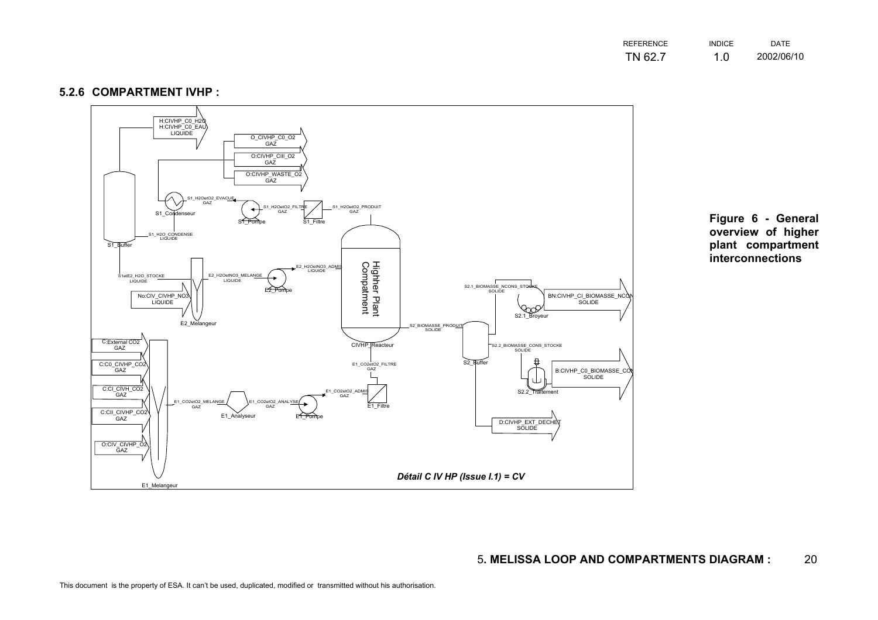### 5.2.6 COMPARTMENT IVHP :

H:CIVHP_C0_H2O
H:CIVHP_C0_EAU
LIQUIDE

O_CIVHP_C0_O2
GAZ

O:CIVHP_CIII_O2
GAZ

O:CIVHP_WASTE_O2
GAZ

S1_H2OetO2_EVACUE
GAZ

S1_Condenseur

S1_H2OetO2_FILTRE
GAZ

S1_Pompe

S1_Filtre

S1_H2OetO2_PRODUIT
GAZ

S1_H2O_CONDENSE
LIQUIDE

S1_Buffer

S1etE2_H2O_STOCKE
LIQUIDE

E2_H2OetNO3_MELANGE
LIQUIDE

E2_H2OetNO3_ADMIS
LIQUIDE

E2_Pompe

No:CIV_CIVHP_NO3
LIQUIDE

E2_Melangeur

Highter Plant Compatment

CIVHP_Reacteur

S2.1_BIOMASSE_NCONS_STOCKE
SOLIDE

S2.1_Broyeur

BN:CIVHP_CI_BIOMASSE_NCON
SOLIDE

S2_BIOMASSE_PRODUIT
SOLIDE

S2_Buffer

S2.2_BIOMASSE_CONS_STOCKE
SOLIDE

S2.2_Traitement

B:CIVHP_C0_BIOMASSE_CO
SOLIDE

D:CIVHP_EXT_DECHET
SOLIDE

C:External CO2
GAZ

C:C0_CIVHP_CO2
GAZ

C:CI_CIVH_CO2
GAZ

C:CII_CIVHP_CO2
GAZ

O:CIV_CIVHP_O2
GAZ

E1_Melangeur

E1_CO2etO2_MELANGE
GAZ

E1_Analyseur

E1_CO2etO2_ANALYSE
GAZ

E1_Pompe

E1_CO2etO2_ADMIS
GAZ

E1_CO2etO2_FILTRE
GAZ

E1_Filtre

*Détail C IV HP (Issue I.1) = CV*

**Figure 6 - General overview of higher plant compartment interconnections**

**5. MELISSA LOOP AND COMPARTMENTS DIAGRAM :**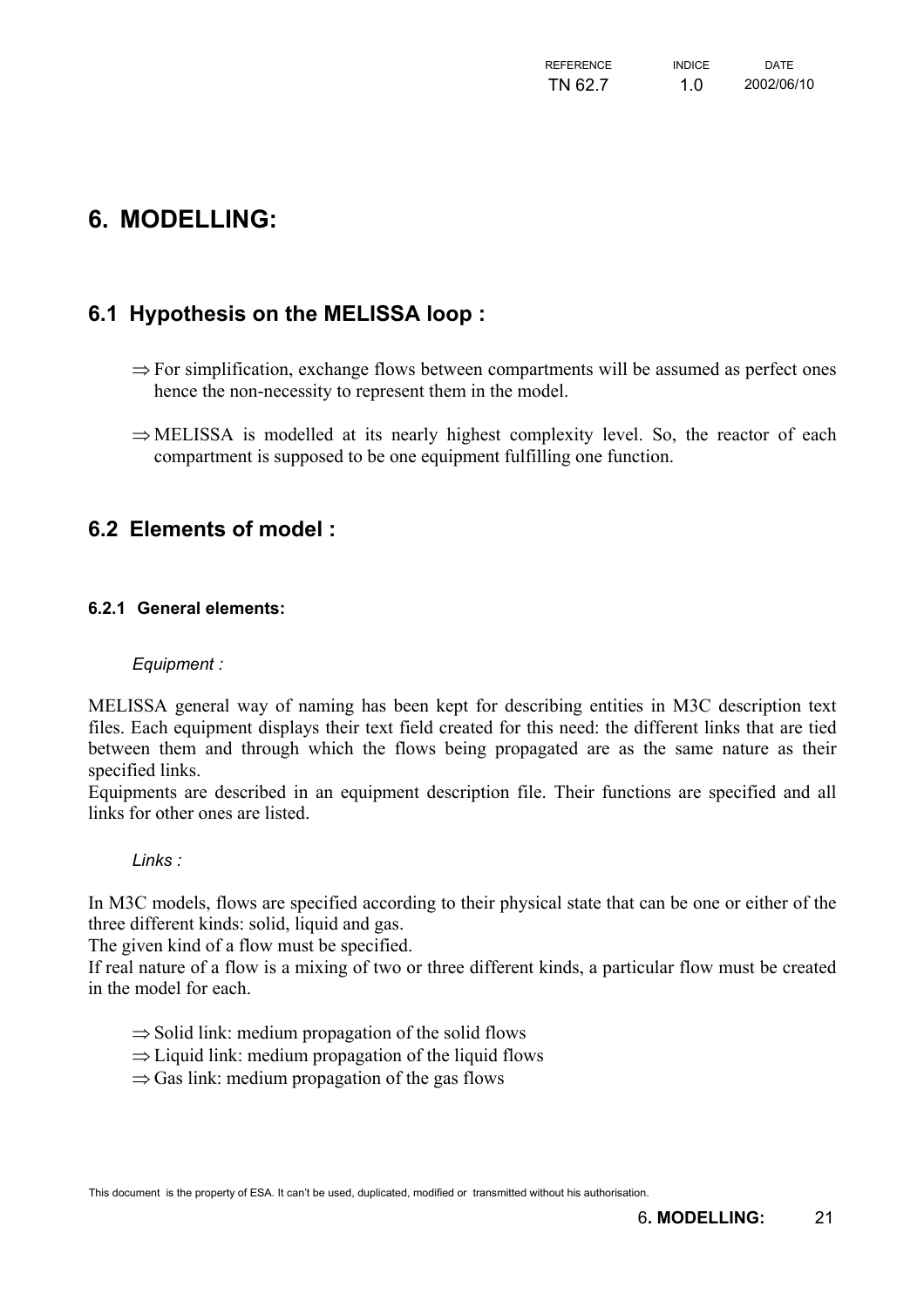# 6. MODELLING:

## 6.1 Hypothesis on the MELISSA loop :

⇒ For simplification, exchange flows between compartments will be assumed as perfect ones hence the non-necessity to represent them in the model.

⇒ MELISSA is modelled at its nearly highest complexity level. So, the reactor of each compartment is supposed to be one equipment fulfilling one function.

## 6.2 Elements of model :

### 6.2.1 General elements:

*Equipment :*

MELISSA general way of naming has been kept for describing entities in M3C description text files. Each equipment displays their text field created for this need: the different links that are tied between them and through which the flows being propagated are as the same nature as their specified links.
Equipments are described in an equipment description file. Their functions are specified and all links for other ones are listed.

*Links :*

In M3C models, flows are specified according to their physical state that can be one or either of the three different kinds: solid, liquid and gas.
The given kind of a flow must be specified.
If real nature of a flow is a mixing of two or three different kinds, a particular flow must be created in the model for each.

⇒ Solid link: medium propagation of the solid flows
⇒ Liquid link: medium propagation of the liquid flows
⇒ Gas link: medium propagation of the gas flows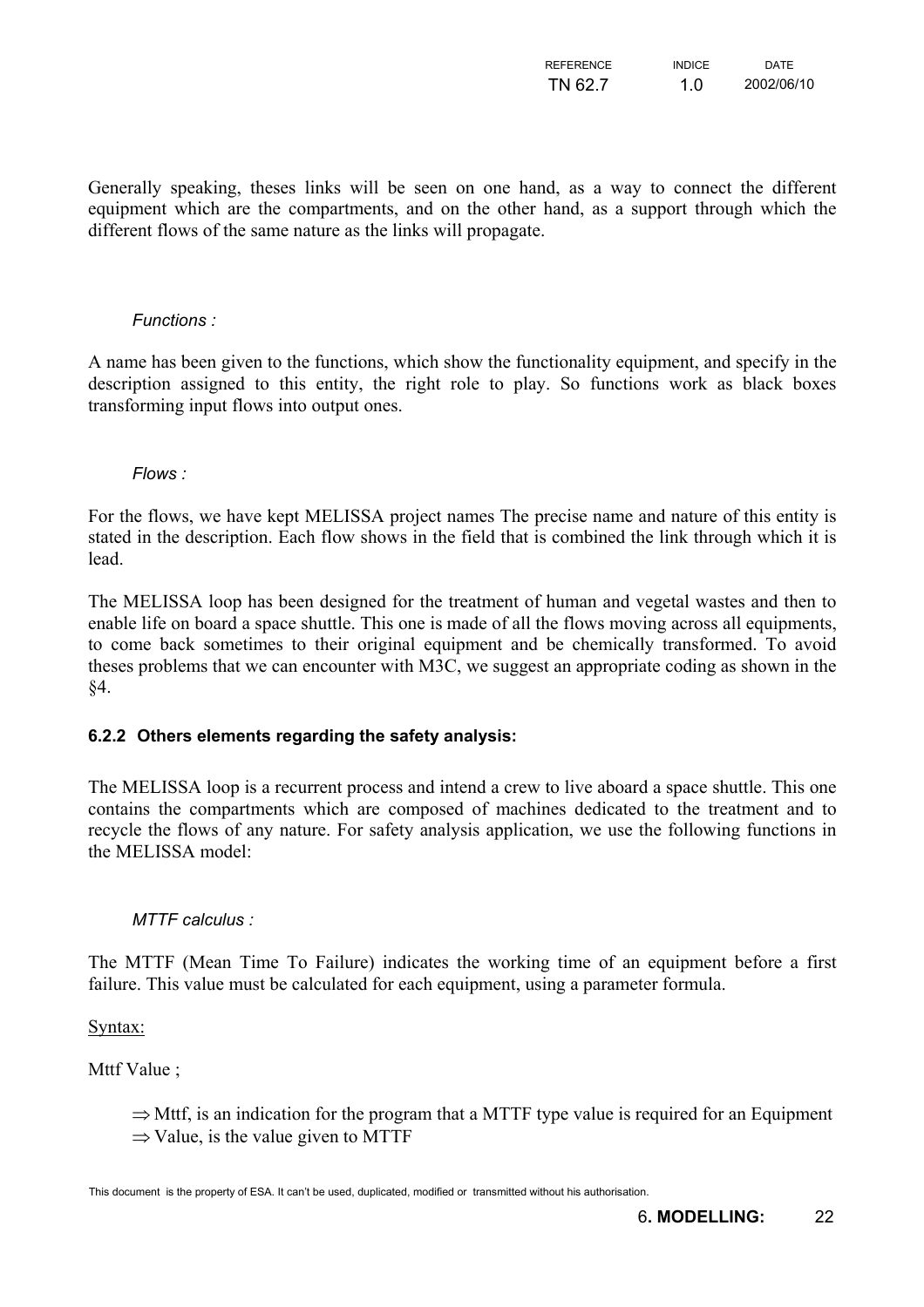Generally speaking, theses links will be seen on one hand, as a way to connect the different equipment which are the compartments, and on the other hand, as a support through which the different flows of the same nature as the links will propagate.

*Functions :*

A name has been given to the functions, which show the functionality equipment, and specify in the description assigned to this entity, the right role to play. So functions work as black boxes transforming input flows into output ones.

*Flows :*

For the flows, we have kept MELISSA project names The precise name and nature of this entity is stated in the description. Each flow shows in the field that is combined the link through which it is lead.

The MELISSA loop has been designed for the treatment of human and vegetal wastes and then to enable life on board a space shuttle. This one is made of all the flows moving across all equipments, to come back sometimes to their original equipment and be chemically transformed. To avoid theses problems that we can encounter with M3C, we suggest an appropriate coding as shown in the §4.

### 6.2.2 Others elements regarding the safety analysis:

The MELISSA loop is a recurrent process and intend a crew to live aboard a space shuttle. This one contains the compartments which are composed of machines dedicated to the treatment and to recycle the flows of any nature. For safety analysis application, we use the following functions in the MELISSA model:

*MTTF calculus :*

The MTTF (Mean Time To Failure) indicates the working time of an equipment before a first failure. This value must be calculated for each equipment, using a parameter formula.

<u>Syntax:</u>

Mttf Value ;

- ⇒ Mttf, is an indication for the program that a MTTF type value is required for an Equipment
- ⇒ Value, is the value given to MTTF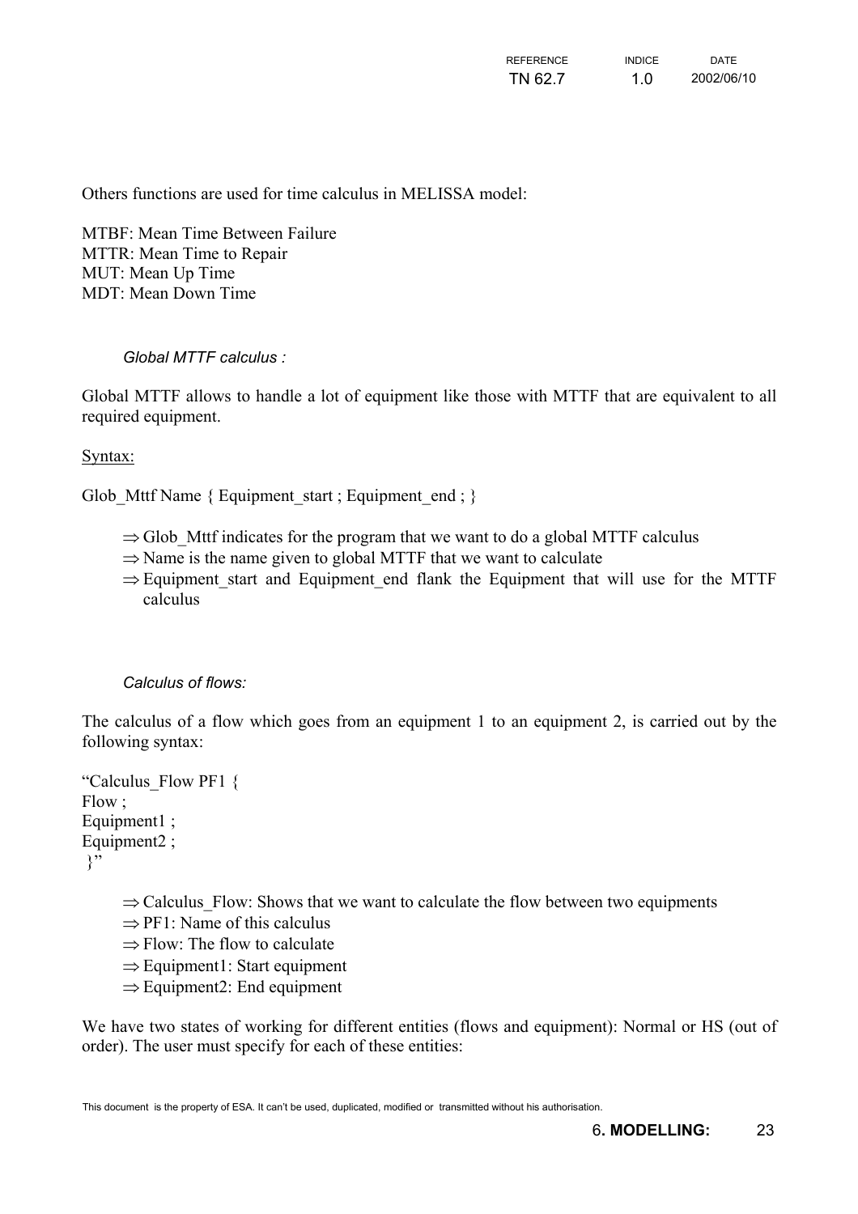Others functions are used for time calculus in MELISSA model:

MTBF: Mean Time Between Failure
MTTR: Mean Time to Repair
MUT: Mean Up Time
MDT: Mean Down Time

*Global MTTF calculus :*

Global MTTF allows to handle a lot of equipment like those with MTTF that are equivalent to all required equipment.

Syntax:

Glob_Mttf Name { Equipment_start ; Equipment_end ; }

- ⇒ Glob_Mttf indicates for the program that we want to do a global MTTF calculus
- ⇒ Name is the name given to global MTTF that we want to calculate
- ⇒ Equipment_start and Equipment_end flank the Equipment that will use for the MTTF calculus

*Calculus of flows:*

The calculus of a flow which goes from an equipment 1 to an equipment 2, is carried out by the following syntax:

```
“Calculus_Flow PF1 {
Flow ;
Equipment1 ;
Equipment2 ;
}”
```

- ⇒ Calculus_Flow: Shows that we want to calculate the flow between two equipments
- ⇒ PF1: Name of this calculus
- ⇒ Flow: The flow to calculate
- ⇒ Equipment1: Start equipment
- ⇒ Equipment2: End equipment

We have two states of working for different entities (flows and equipment): Normal or HS (out of order). The user must specify for each of these entities: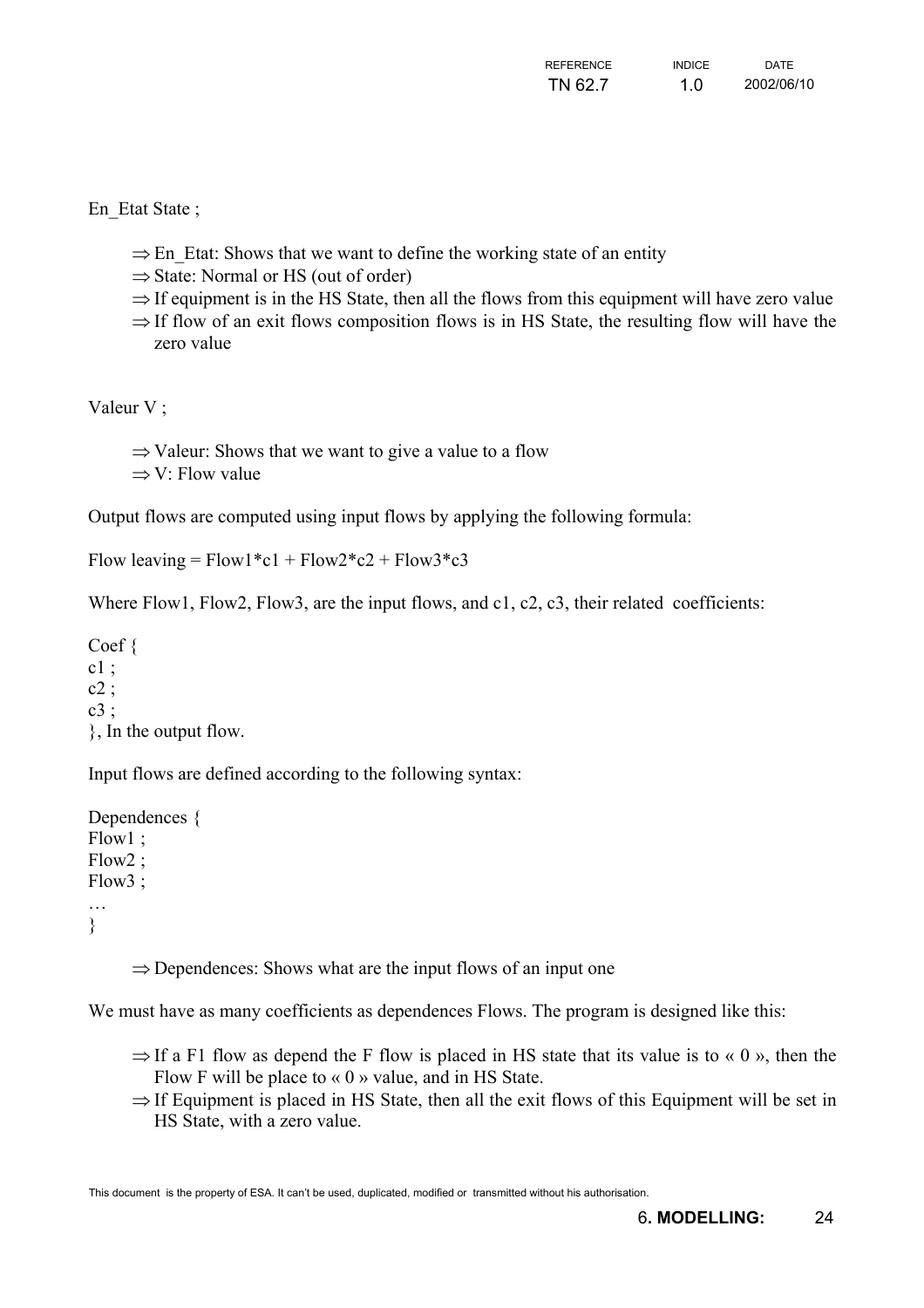En_Etat State ;

- ⇒ En_Etat: Shows that we want to define the working state of an entity
- ⇒ State: Normal or HS (out of order)
- ⇒ If equipment is in the HS State, then all the flows from this equipment will have zero value
- ⇒ If flow of an exit flows composition flows is in HS State, the resulting flow will have the zero value

Valeur V ;

- ⇒ Valeur: Shows that we want to give a value to a flow
- ⇒ V: Flow value

Output flows are computed using input flows by applying the following formula:

Flow leaving = Flow1*c1 + Flow2*c2 + Flow3*c3

Where Flow1, Flow2, Flow3, are the input flows, and c1, c2, c3, their related coefficients:

```
Coef {
c1 ;
c2 ;
c3 ;
}, In the output flow.
```

Input flows are defined according to the following syntax:

```
Dependences {
Flow1 ;
Flow2 ;
Flow3 ;
…
}
```

- ⇒ Dependences: Shows what are the input flows of an input one

We must have as many coefficients as dependences Flows. The program is designed like this:

- ⇒ If a F1 flow as depend the F flow is placed in HS state that its value is to « 0 », then the Flow F will be place to « 0 » value, and in HS State.
- ⇒ If Equipment is placed in HS State, then all the exit flows of this Equipment will be set in HS State, with a zero value.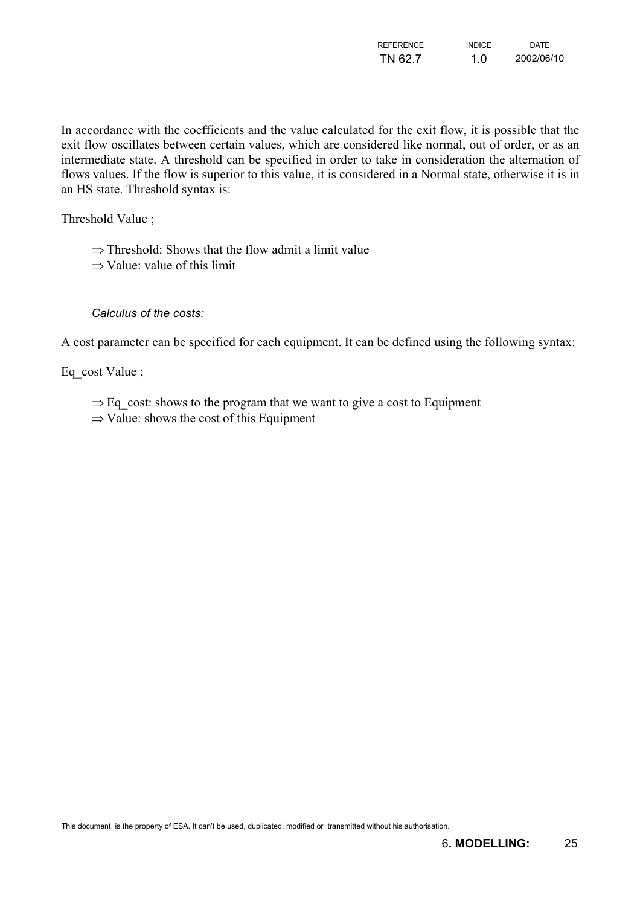In accordance with the coefficients and the value calculated for the exit flow, it is possible that the exit flow oscillates between certain values, which are considered like normal, out of order, or as an intermediate state. A threshold can be specified in order to take in consideration the alternation of flows values. If the flow is superior to this value, it is considered in a Normal state, otherwise it is in an HS state. Threshold syntax is:

Threshold Value ;

- ⇒ Threshold: Shows that the flow admit a limit value
- ⇒ Value: value of this limit

*Calculus of the costs:*

A cost parameter can be specified for each equipment. It can be defined using the following syntax:

Eq_cost Value ;

- ⇒ Eq_cost: shows to the program that we want to give a cost to Equipment
- ⇒ Value: shows the cost of this Equipment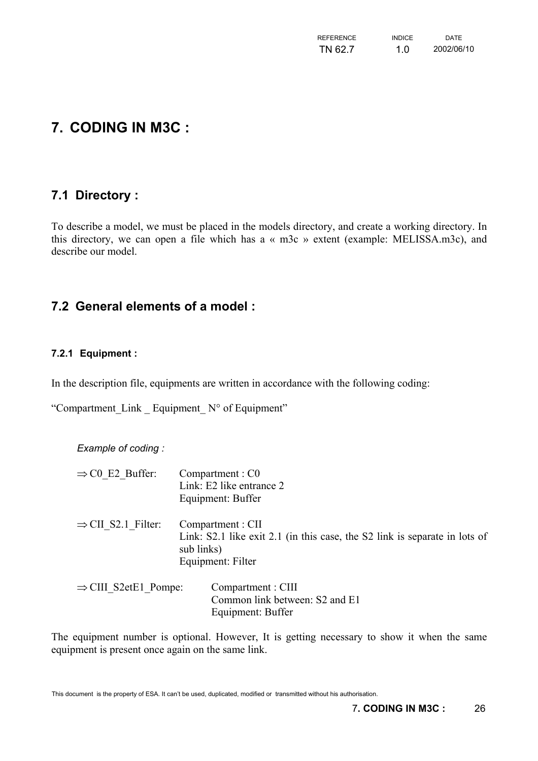# 7. CODING IN M3C :

## 7.1 Directory :

To describe a model, we must be placed in the models directory, and create a working directory. In this directory, we can open a file which has a « m3c » extent (example: MELISSA.m3c), and describe our model.

## 7.2 General elements of a model :

### 7.2.1 Equipment :

In the description file, equipments are written in accordance with the following coding:

"Compartment_Link _ Equipment_ N° of Equipment"

*Example of coding :*

⇒ C0_E2_Buffer: Compartment : C0
Link: E2 like entrance 2
Equipment: Buffer

⇒ CII_S2.1_Filter: Compartment : CII
Link: S2.1 like exit 2.1 (in this case, the S2 link is separate in lots of sub links)
Equipment: Filter

⇒ CIII_S2etE1_Pompe: Compartment : CIII
Common link between: S2 and E1
Equipment: Buffer

The equipment number is optional. However, It is getting necessary to show it when the same equipment is present once again on the same link.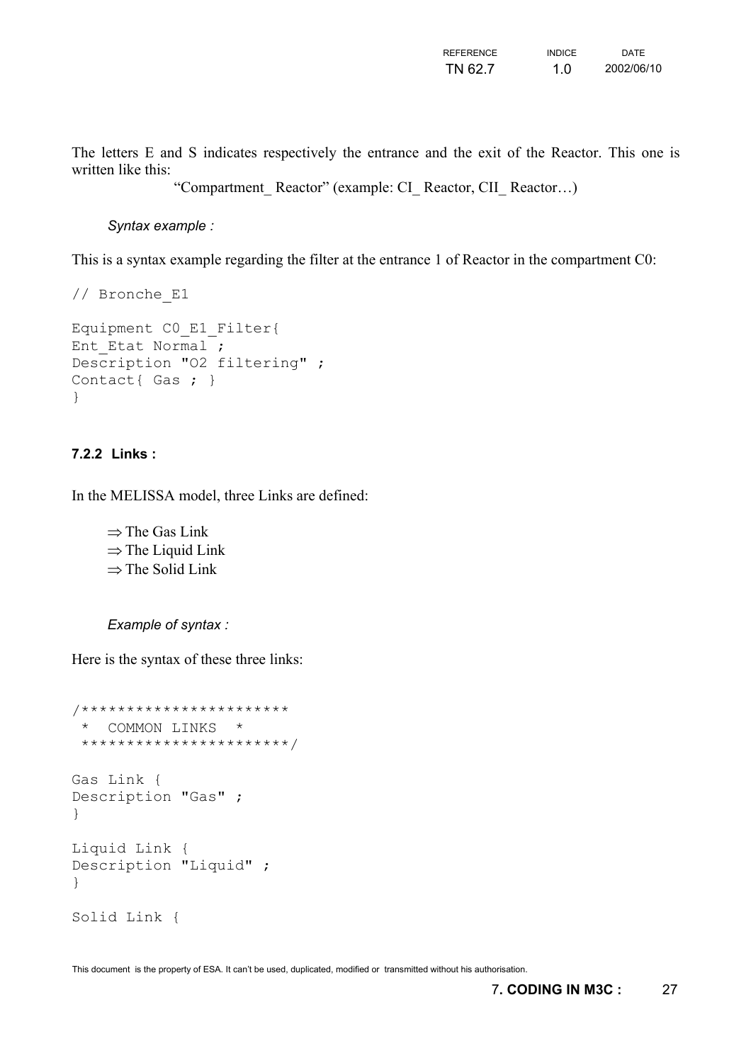The letters E and S indicates respectively the entrance and the exit of the Reactor. This one is written like this:

"Compartment_ Reactor" (example: CI_ Reactor, CII_ Reactor…)

*Syntax example :*

This is a syntax example regarding the filter at the entrance 1 of Reactor in the compartment C0:

```
// Bronche_E1

Equipment C0_E1_Filter{
Ent_Etat Normal ;
Description "O2 filtering" ;
Contact{ Gas ; }
}
```

### 7.2.2 Links :

In the MELISSA model, three Links are defined:

⇒ The Gas Link
⇒ The Liquid Link
⇒ The Solid Link

*Example of syntax :*

Here is the syntax of these three links:

```
/***********************
 *  COMMON LINKS  *
 ***********************/

Gas Link {
Description "Gas" ;
}

Liquid Link {
Description "Liquid" ;
}

Solid Link {
```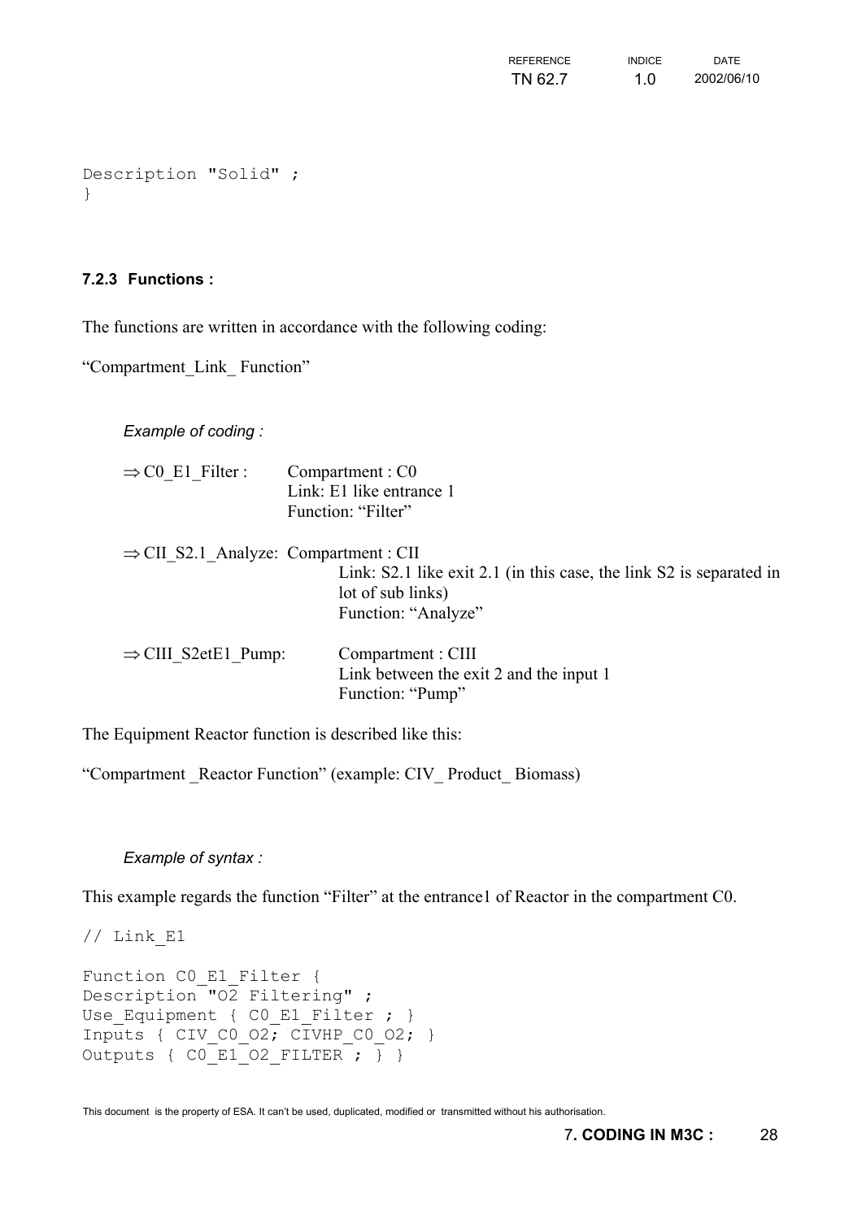```
Description "Solid" ;
}
```

### 7.2.3 Functions :

The functions are written in accordance with the following coding:

"Compartment_Link_ Function"

*Example of coding :*

⇒ C0_E1_Filter : Compartment : C0
Link: E1 like entrance 1
Function: "Filter"

⇒ CII_S2.1_Analyze: Compartment : CII
Link: S2.1 like exit 2.1 (in this case, the link S2 is separated in lot of sub links)
Function: "Analyze"

⇒ CIII_S2etE1_Pump: Compartment : CIII
Link between the exit 2 and the input 1
Function: "Pump"

The Equipment Reactor function is described like this:

"Compartment _Reactor Function" (example: CIV_ Product_ Biomass)

*Example of syntax :*

This example regards the function "Filter" at the entrance1 of Reactor in the compartment C0.

```
// Link_E1

Function C0_E1_Filter {
Description "O2 Filtering" ;
Use_Equipment { C0_E1_Filter ; }
Inputs { CIV_C0_O2; CIVHP_C0_O2; }
Outputs { C0_E1_O2_FILTER ; } }
```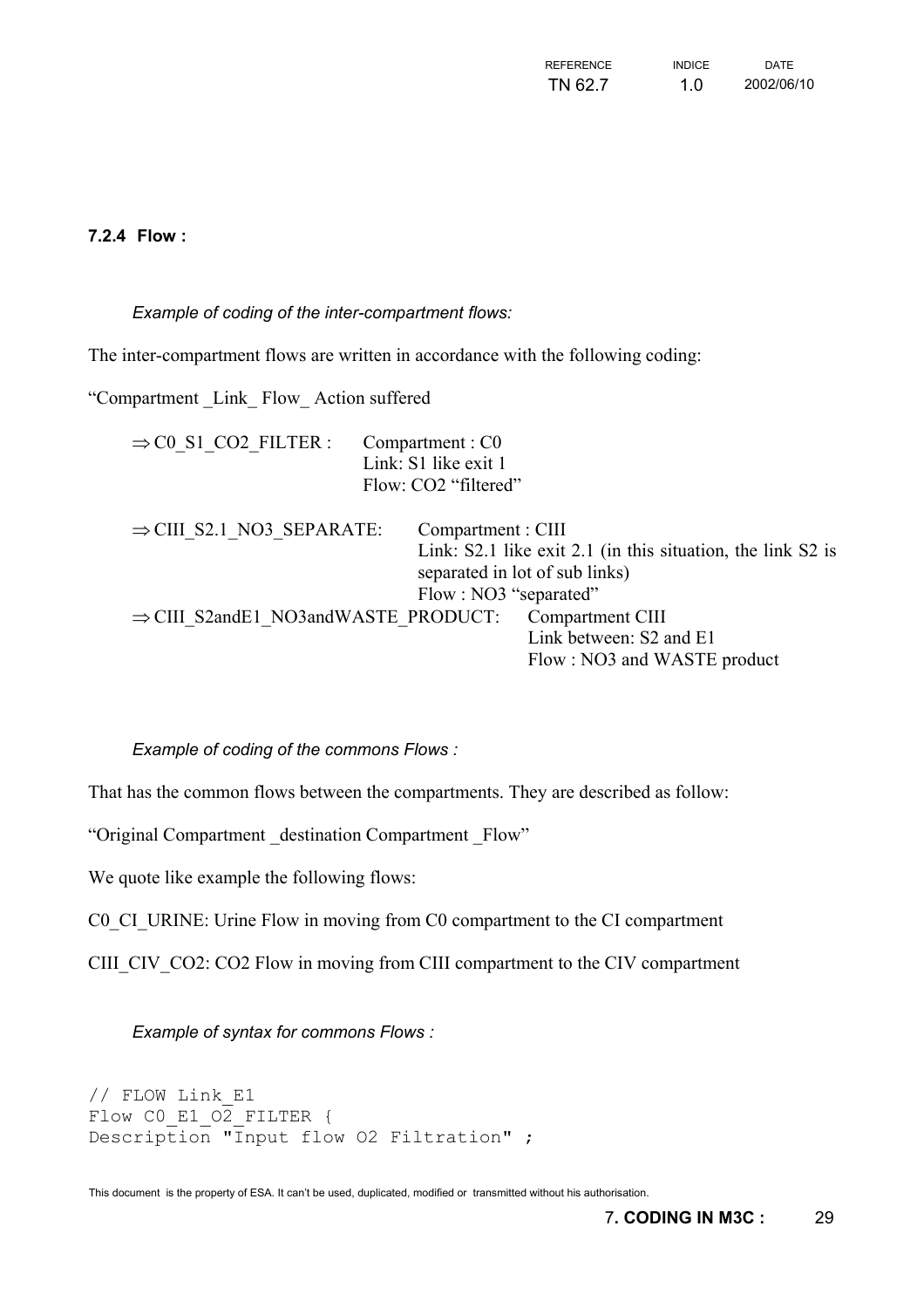### 7.2.4 Flow :

*Example of coding of the inter-compartment flows:*

The inter-compartment flows are written in accordance with the following coding:

"Compartment _Link_ Flow_ Action suffered

⇒ C0_S1_CO2_FILTER : Compartment : C0
Link: S1 like exit 1
Flow: CO2 "filtered"

⇒ CIII_S2.1_NO3_SEPARATE: Compartment : CIII
Link: S2.1 like exit 2.1 (in this situation, the link S2 is separated in lot of sub links)
Flow : NO3 "separated"

⇒ CIII_S2andE1_NO3andWASTE_PRODUCT: Compartment CIII
Link between: S2 and E1
Flow : NO3 and WASTE product

*Example of coding of the commons Flows :*

That has the common flows between the compartments. They are described as follow:

"Original Compartment _destination Compartment _Flow"

We quote like example the following flows:

C0_CI_URINE: Urine Flow in moving from C0 compartment to the CI compartment

CIII_CIV_CO2: CO2 Flow in moving from CIII compartment to the CIV compartment

*Example of syntax for commons Flows :*

```
// FLOW Link_E1
Flow C0_E1_O2_FILTER {
Description "Input flow O2 Filtration" ;
```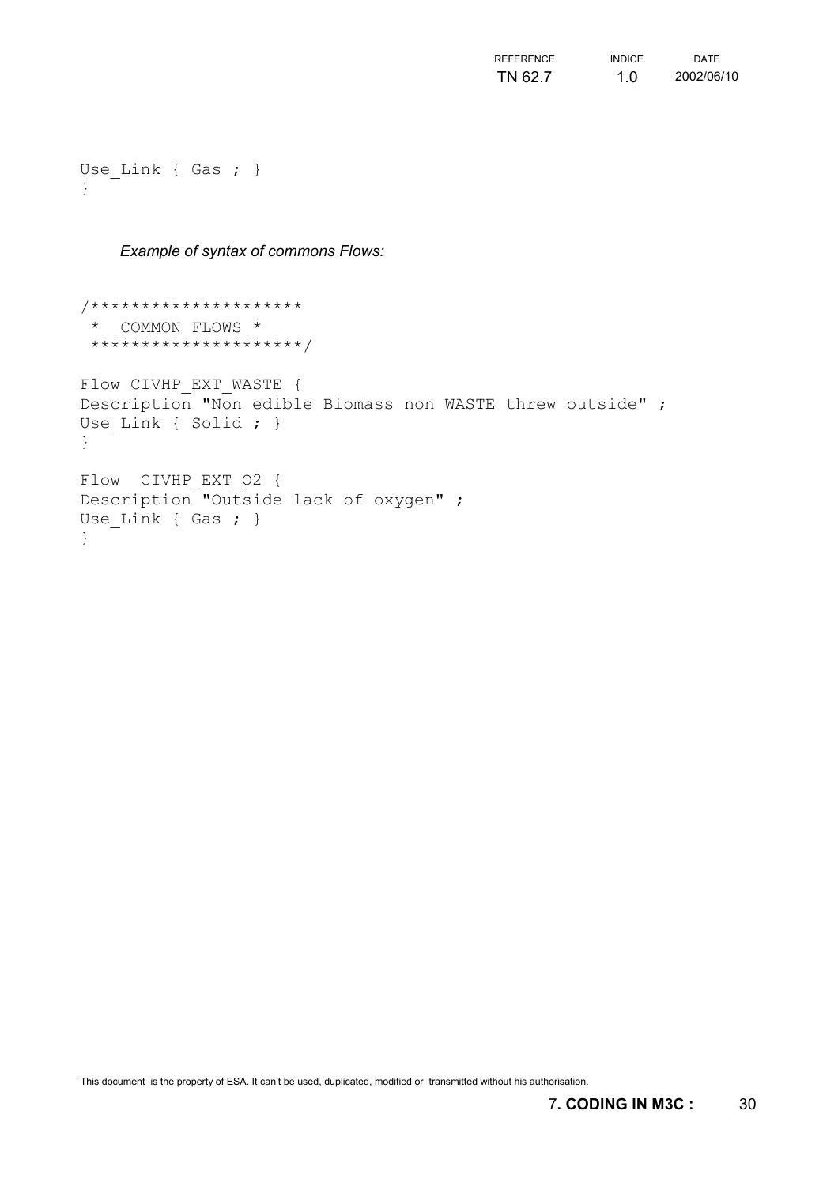```
Use_Link { Gas ; }
}
```

*Example of syntax of commons Flows:*

```
/********************
 *  COMMON FLOWS *
 ********************/

Flow CIVHP_EXT_WASTE {
Description "Non edible Biomass non WASTE threw outside" ;
Use_Link { Solid ; }
}

Flow  CIVHP_EXT_O2 {
Description "Outside lack of oxygen" ;
Use_Link { Gas ; }
}
```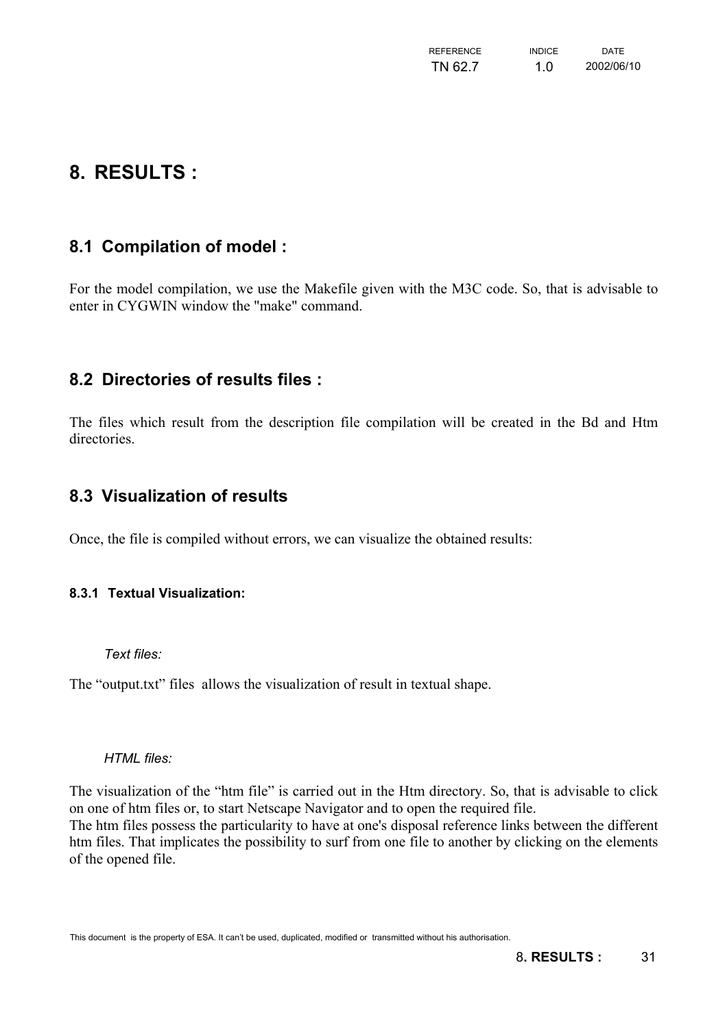# 8. RESULTS :

## 8.1 Compilation of model :

For the model compilation, we use the Makefile given with the M3C code. So, that is advisable to enter in CYGWIN window the "make" command.

## 8.2 Directories of results files :

The files which result from the description file compilation will be created in the Bd and Htm directories.

## 8.3 Visualization of results

Once, the file is compiled without errors, we can visualize the obtained results:

### 8.3.1 Textual Visualization:

*Text files:*

The “output.txt” files allows the visualization of result in textual shape.

*HTML files:*

The visualization of the “htm file” is carried out in the Htm directory. So, that is advisable to click on one of htm files or, to start Netscape Navigator and to open the required file.
The htm files possess the particularity to have at one's disposal reference links between the different htm files. That implicates the possibility to surf from one file to another by clicking on the elements of the opened file.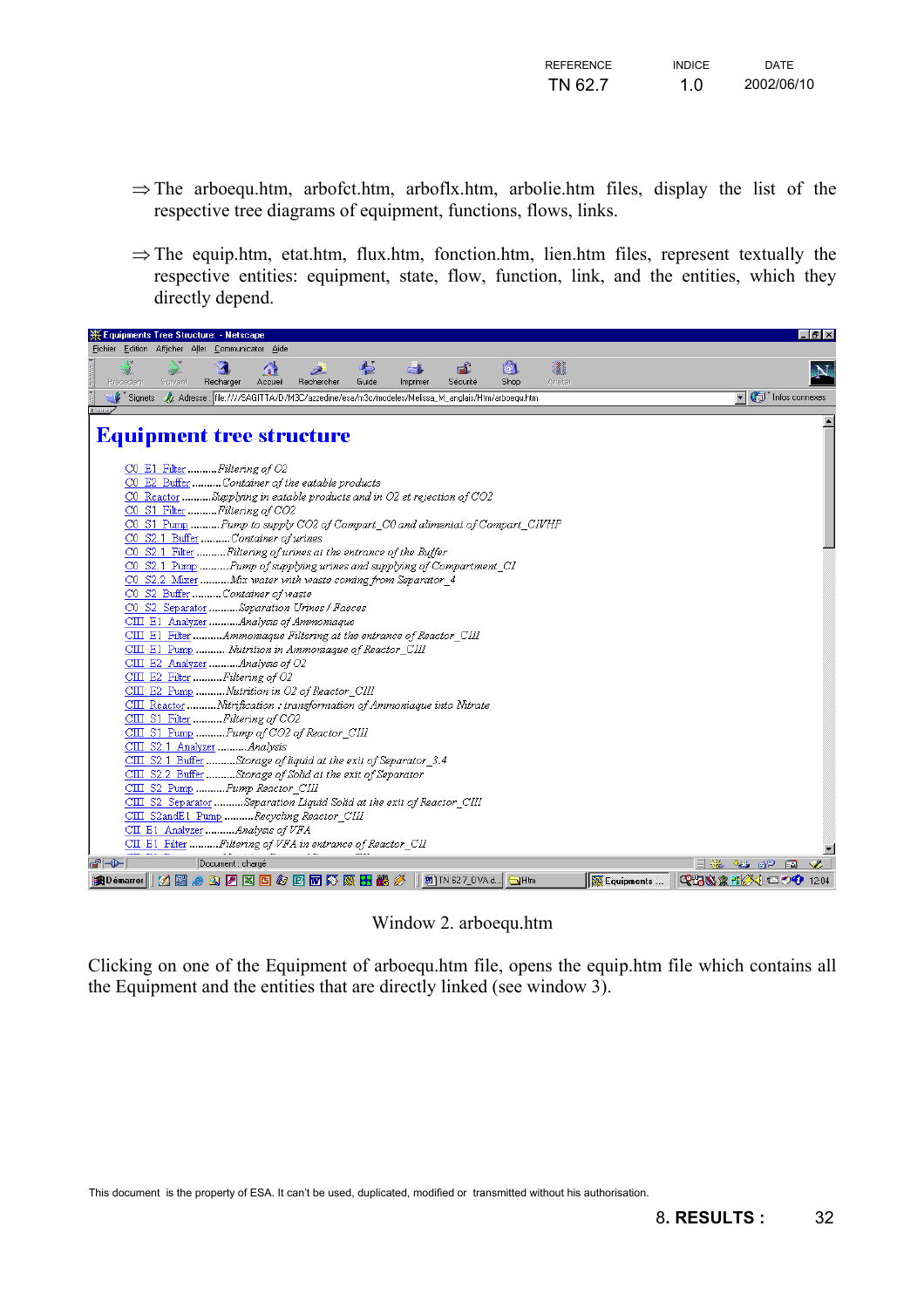⇒ The arboequ.htm, arbofct.htm, arboflx.htm, arbolie.htm files, display the list of the respective tree diagrams of equipment, functions, flows, links.

⇒ The equip.htm, etat.htm, flux.htm, fonction.htm, lien.htm files, represent textually the respective entities: equipment, state, flow, function, link, and the entities, which they directly depend.

Equipments Tree Structure - Netscape

# Equipment tree structure

- C0_E1_Filter ..........Filtering of O2
- C0_E2_Buffer ..........Container of the eatable products
- C0_Reactor ..........Supplying in eatable products and in O2 et rejection of CO2
- C0_S1_Filter ..........Filtering of CO2
- C0_S1_Pump ..........Pump to supply CO2 of Compart_C0 and alimental of Compart_CIVHP
- C0_S2.1_Buffer ..........Container of urines
- C0_S2.1_Filter ..........Filtering of urines at the entrance of the Buffer
- C0_S2.1_Pump ..........Pump of supplying urines and supplying of Compartment_CI
- C0_S2.2_Mixer ..........Mix water with waste coming from Separator_4
- C0_S2_Buffer ..........Container of waste
- C0_S2_Separator ..........Separation Urines / Faeces
- CIII_E1_Analyzer ..........Analysis of Ammoniaque
- CIII_E1_Filter ..........Ammoniaque Filtering at the entrance of Reactor_CIII
- CIII_E1_Pump .......... Nutrition in Ammoniaque of Reactor_CIII
- CIII_E2_Analyzer ..........Analysis of O2
- CIII_E2_Filter ..........Filtering of O2
- CIII_E2_Pump ..........Nutrition in O2 of Reactor_CIII
- CIII_Reactor ..........Nitrification : transformation of Ammoniaque into Nitrate
- CIII_S1_Filter ..........Filtering of CO2
- CIII_S1_Pump ..........Pump of CO2 of Reactor_CIII
- CIII_S2.1_Analyzer ..........Analysis
- CIII_S2.1_Buffer ..........Storage of liquid at the exit of Separator_3.4
- CIII_S2.2_Buffer ..........Storage of Solid at the exit of Separator
- CIII_S2_Pump ..........Pump Reactor_CIII
- CIII_S2_Separator ..........Separation Liquid Solid at the exit of Reactor_CIII
- CIII_S2andE1_Pump ..........Recycling Reactor_CIII
- CII_E1_Analyzer ..........Analysis of VFA
- CII_E1_Filter ..........Filtering of VFA in entrance of Reactor_CII

Window 2. arboequ.htm

Clicking on one of the Equipment of arboequ.htm file, opens the equip.htm file which contains all the Equipment and the entities that are directly linked (see window 3).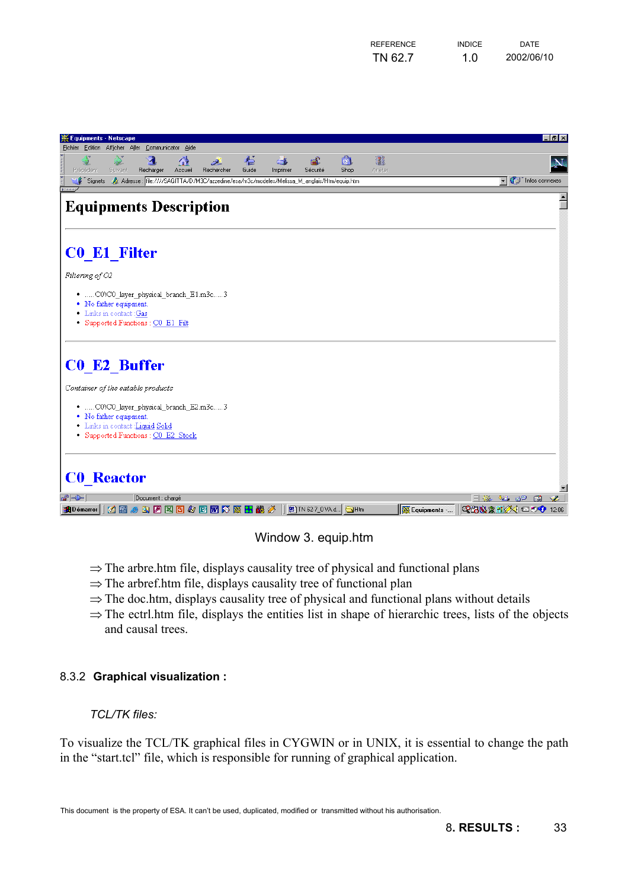Window 3. equip.htm

⇒ The arbre.htm file, displays causality tree of physical and functional plans
⇒ The arbref.htm file, displays causality tree of functional plan
⇒ The doc.htm, displays causality tree of physical and functional plans without details
⇒ The ectrl.htm file, displays the entities list in shape of hierarchic trees, lists of the objects and causal trees.

### 8.3.2 Graphical visualization :

*TCL/TK files:*

To visualize the TCL/TK graphical files in CYGWIN or in UNIX, it is essential to change the path in the “start.tcl” file, which is responsible for running of graphical application.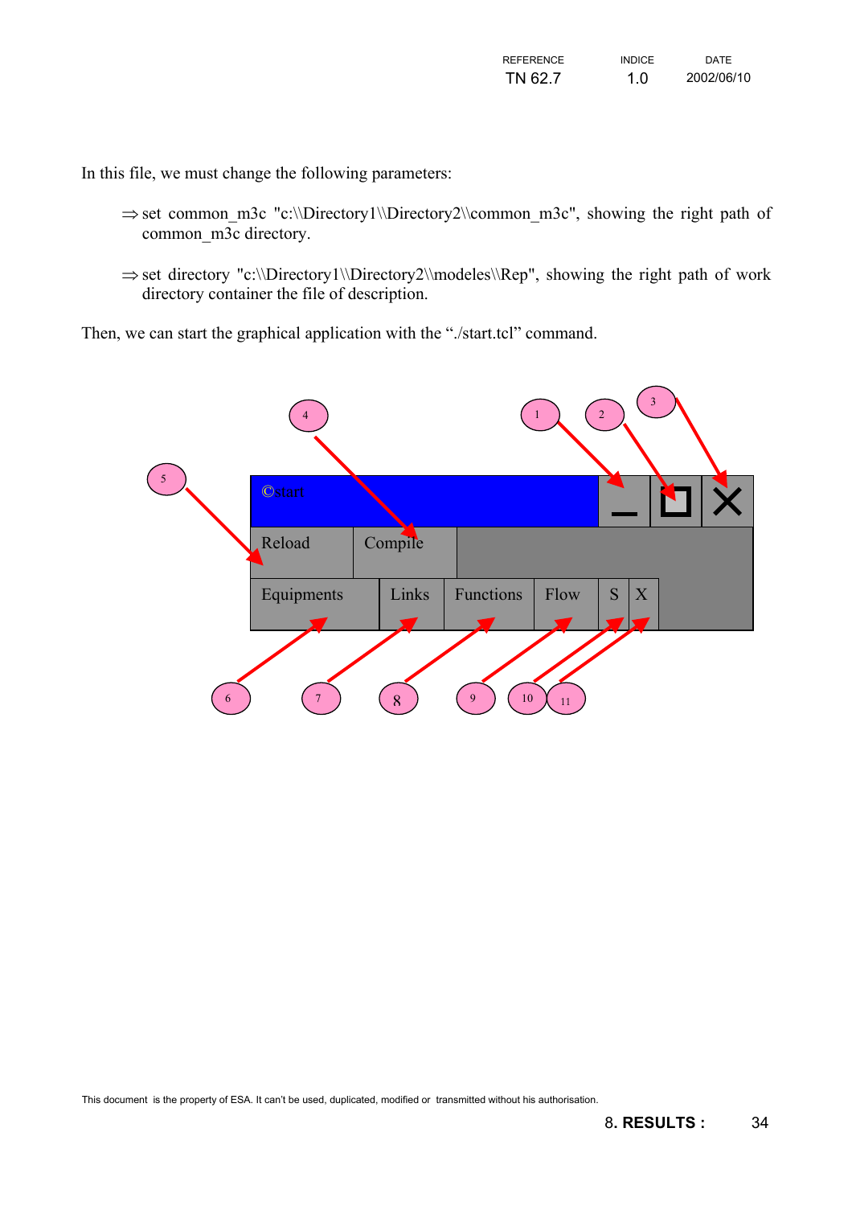In this file, we must change the following parameters:

⇒ set common_m3c "c:\\Directory1\\Directory2\\common_m3c", showing the right path of common_m3c directory.

⇒ set directory "c:\\Directory1\\Directory2\\modeles\\Rep", showing the right path of work directory container the file of description.

Then, we can start the graphical application with the “./start.tcl” command.

| ©start | | | | | | | _ | ☐ | X |
|---|---|---|---|---|---|---|---|---|---|
| Reload | Compile | | | | | | | | |
| Equipments | Links | Functions | Flow | S | X | | | | |

Callouts: 1 → minimize button; 2 → maximize button; 3 → close button; 4 → Compile; 5 → Reload; 6 → Equipments; 7 → Links; 8 → Functions; 9 → Flow; 10 → S; 11 → X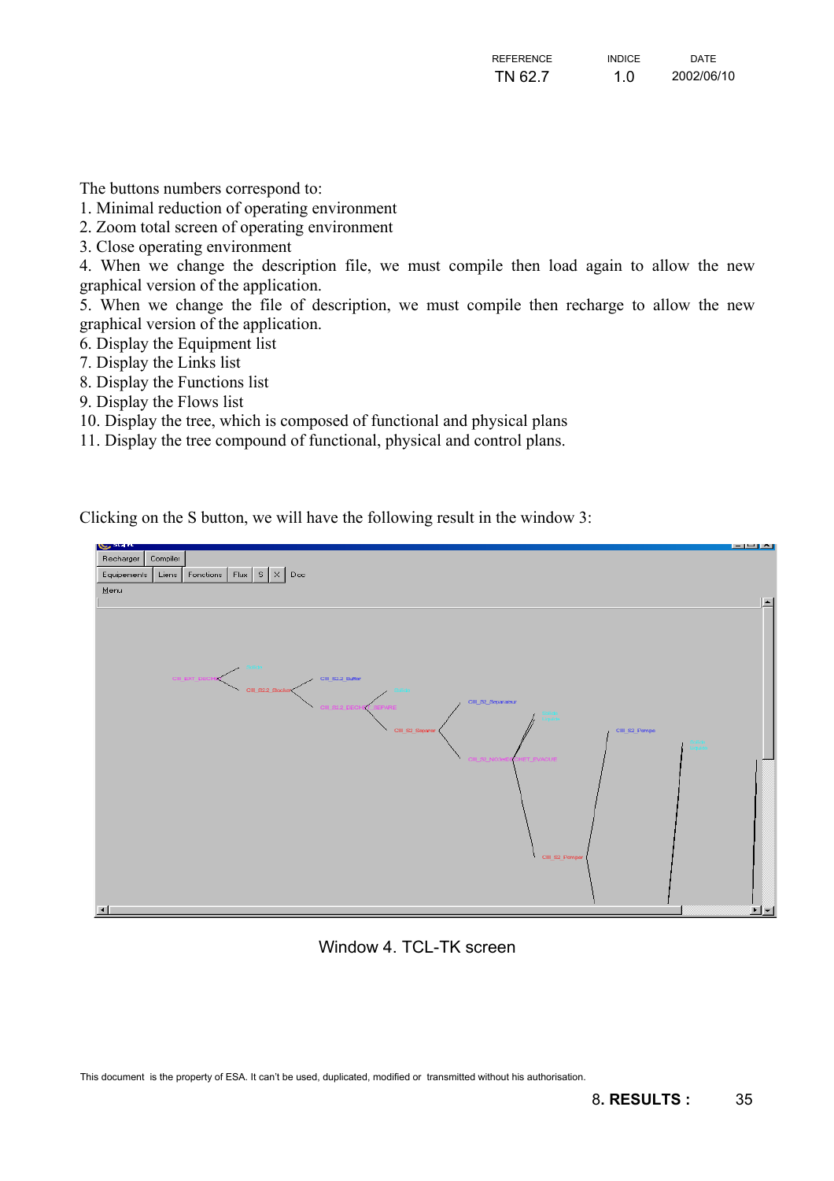The buttons numbers correspond to:

1. Minimal reduction of operating environment
2. Zoom total screen of operating environment
3. Close operating environment
4. When we change the description file, we must compile then load again to allow the new graphical version of the application.
5. When we change the file of description, we must compile then recharge to allow the new graphical version of the application.
6. Display the Equipment list
7. Display the Links list
8. Display the Functions list
9. Display the Flows list
10. Display the tree, which is composed of functional and physical plans
11. Display the tree compound of functional, physical and control plans.

Clicking on the S button, we will have the following result in the window 3:

Window 4. TCL-TK screen

This document is the property of ESA. It can't be used, duplicated, modified or transmitted without his authorisation.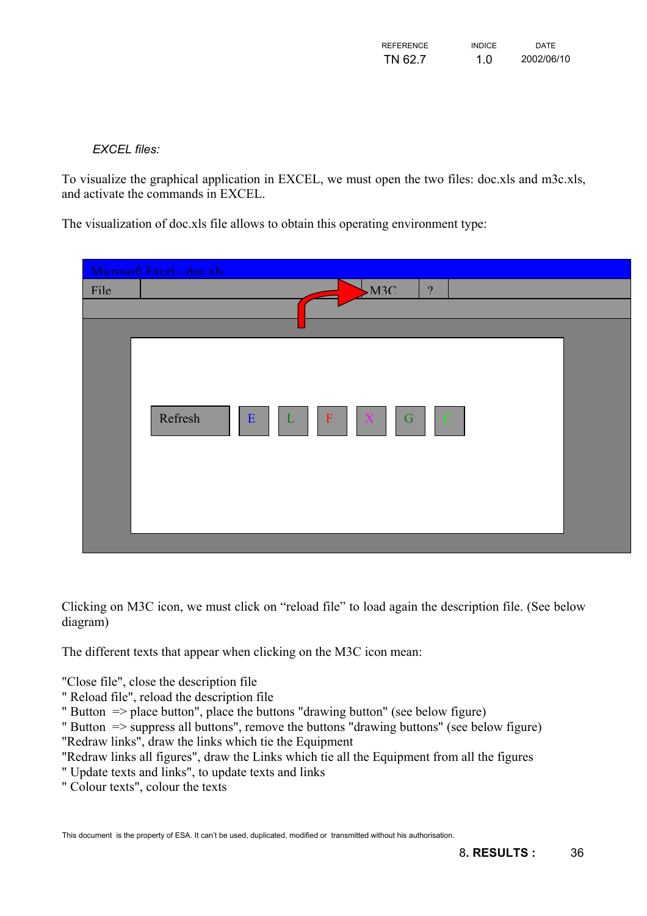*EXCEL files:*

To visualize the graphical application in EXCEL, we must open the two files: doc.xls and m3c.xls, and activate the commands in EXCEL.

The visualization of doc.xls file allows to obtain this operating environment type:

Clicking on M3C icon, we must click on “reload file” to load again the description file. (See below diagram)

The different texts that appear when clicking on the M3C icon mean:

"Close file", close the description file
" Reload file", reload the description file
" Button => place button", place the buttons "drawing button" (see below figure)
" Button => suppress all buttons", remove the buttons "drawing buttons" (see below figure)
"Redraw links", draw the links which tie the Equipment
"Redraw links all figures", draw the Links which tie all the Equipment from all the figures
" Update texts and links", to update texts and links
" Colour texts", colour the texts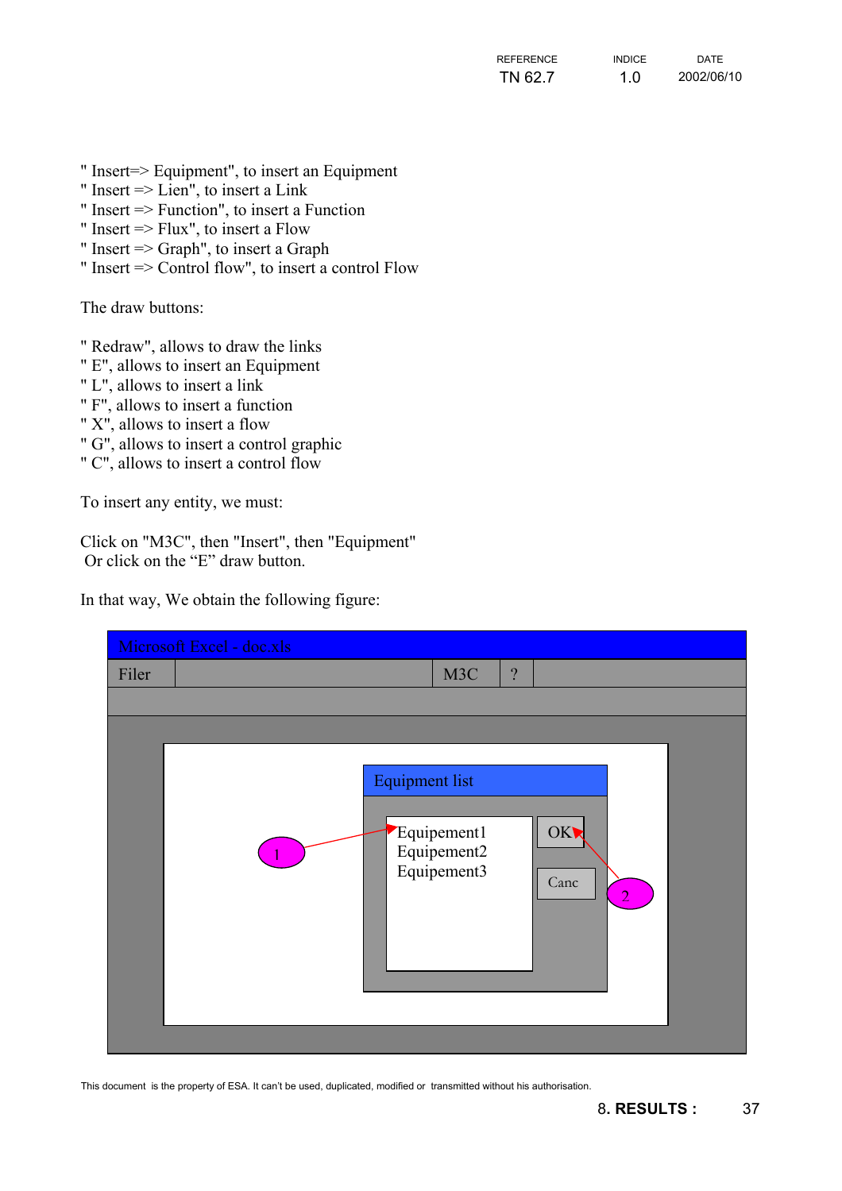" Insert=> Equipment", to insert an Equipment
" Insert => Lien", to insert a Link
" Insert => Function", to insert a Function
" Insert => Flux", to insert a Flow
" Insert => Graph", to insert a Graph
" Insert => Control flow", to insert a control Flow

The draw buttons:

" Redraw", allows to draw the links
" E", allows to insert an Equipment
" L", allows to insert a link
" F", allows to insert a function
" X", allows to insert a flow
" G", allows to insert a control graphic
" C", allows to insert a control flow

To insert any entity, we must:

Click on "M3C", then "Insert", then "Equipment"
Or click on the “E” draw button.

In that way, We obtain the following figure:

Microsoft Excel - doc.xls

Filer | M3C | ?

Equipment list

Equipement1
Equipement2
Equipement3

OK

Canc

1

2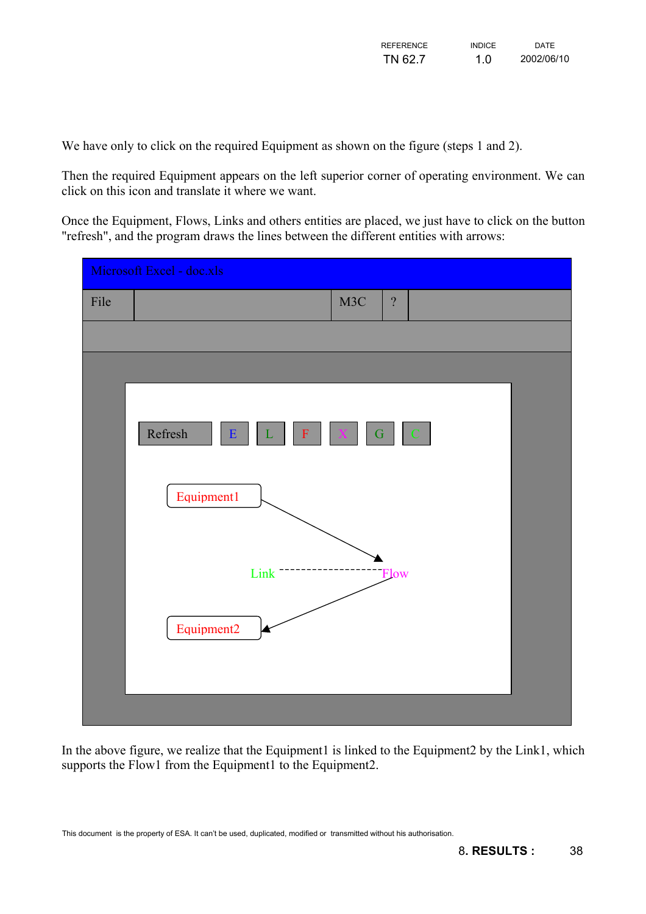We have only to click on the required Equipment as shown on the figure (steps 1 and 2).

Then the required Equipment appears on the left superior corner of operating environment. We can click on this icon and translate it where we want.

Once the Equipment, Flows, Links and others entities are placed, we just have to click on the button "refresh", and the program draws the lines between the different entities with arrows:

Microsoft Excel - doc.xls

File | M3C | ?

Refresh | E | L | F | X | G | C

Equipment1

Link - - - - - - - - Flow

Equipment2

In the above figure, we realize that the Equipment1 is linked to the Equipment2 by the Link1, which supports the Flow1 from the Equipment1 to the Equipment2.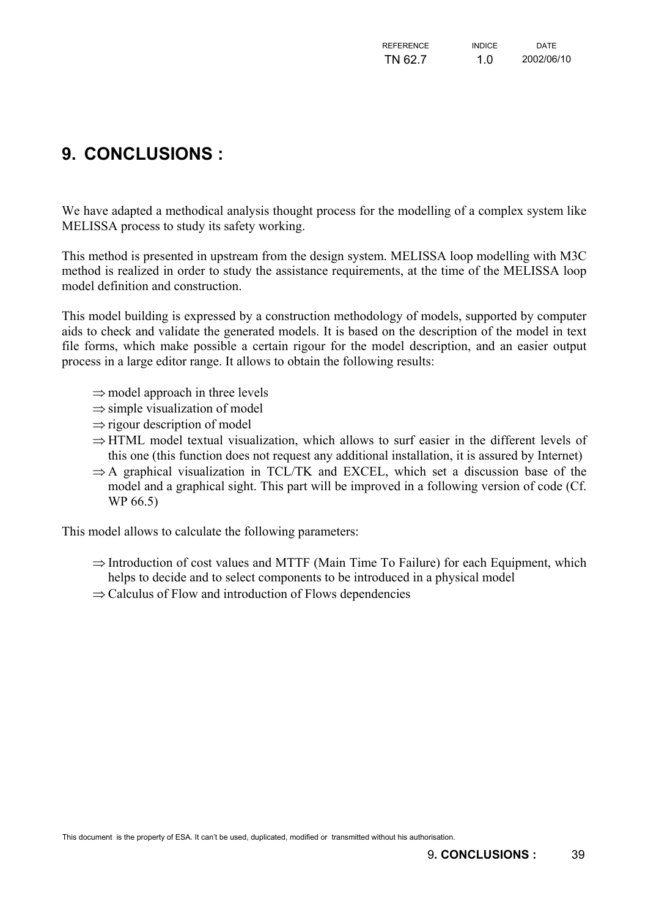# 9. CONCLUSIONS :

We have adapted a methodical analysis thought process for the modelling of a complex system like MELISSA process to study its safety working.

This method is presented in upstream from the design system. MELISSA loop modelling with M3C method is realized in order to study the assistance requirements, at the time of the MELISSA loop model definition and construction.

This model building is expressed by a construction methodology of models, supported by computer aids to check and validate the generated models. It is based on the description of the model in text file forms, which make possible a certain rigour for the model description, and an easier output process in a large editor range. It allows to obtain the following results:

- ⇒ model approach in three levels
- ⇒ simple visualization of model
- ⇒ rigour description of model
- ⇒ HTML model textual visualization, which allows to surf easier in the different levels of this one (this function does not request any additional installation, it is assured by Internet)
- ⇒ A graphical visualization in TCL/TK and EXCEL, which set a discussion base of the model and a graphical sight. This part will be improved in a following version of code (Cf. WP 66.5)

This model allows to calculate the following parameters:

- ⇒ Introduction of cost values and MTTF (Main Time To Failure) for each Equipment, which helps to decide and to select components to be introduced in a physical model
- ⇒ Calculus of Flow and introduction of Flows dependencies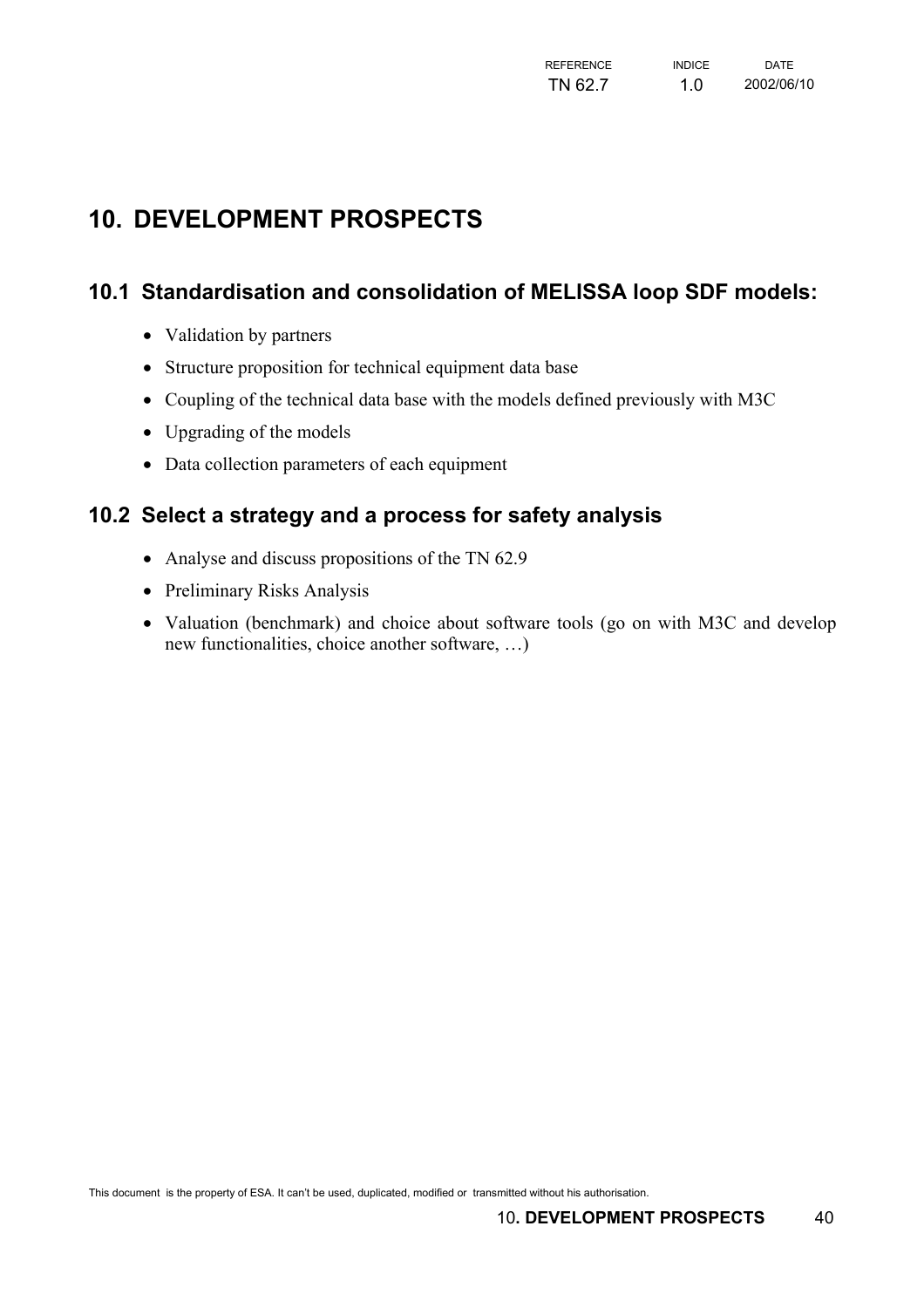# 10. DEVELOPMENT PROSPECTS

## 10.1 Standardisation and consolidation of MELISSA loop SDF models:

- Validation by partners
- Structure proposition for technical equipment data base
- Coupling of the technical data base with the models defined previously with M3C
- Upgrading of the models
- Data collection parameters of each equipment

## 10.2 Select a strategy and a process for safety analysis

- Analyse and discuss propositions of the TN 62.9
- Preliminary Risks Analysis
- Valuation (benchmark) and choice about software tools (go on with M3C and develop new functionalities, choice another software, …)